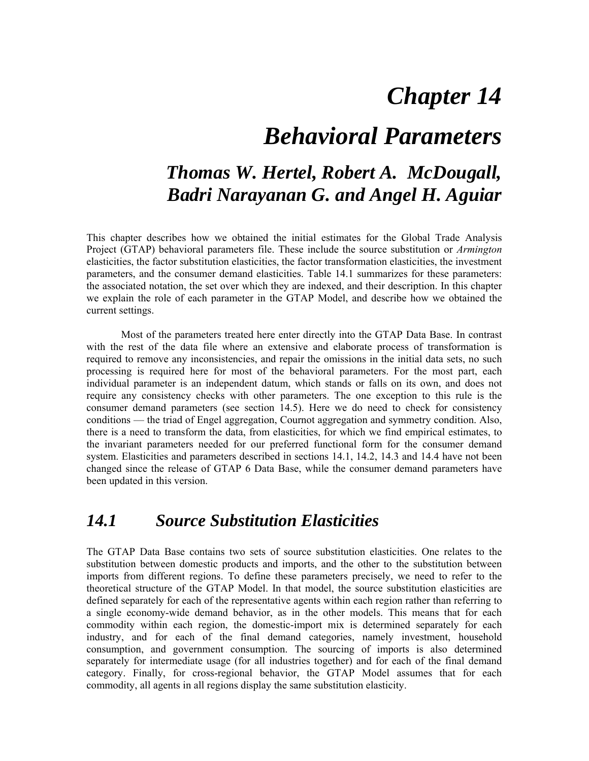# Chapter 14

# Behavioral Parameters

## Thomas W. Hertel, Robert A. McDougall, Badri Narayanan G. and Angel H. Aguiar

This chapter describes how we obtained the initial estimates for the Global Trade Analysis Project (GTAP) behavioral parameters file. These include the source substitution or *Armington* elasticities, the factor substitution elasticities, the factor transformation elasticities, the investment parameters, and the consumer demand elasticities. Table 14.1 summarizes for these parameters: the associated notation, the set over which they are indexed, and their description. In this chapter we explain the role of each parameter in the GTAP Model, and describe how we obtained the current settings.

Most of the parameters treated here enter directly into the GTAP Data Base. In contrast with the rest of the data file where an extensive and elaborate process of transformation is required to remove any inconsistencies, and repair the omissions in the initial data sets, no such processing is required here for most of the behavioral parameters. For the most part, each individual parameter is an independent datum, which stands or falls on its own, and does not require any consistency checks with other parameters. The one exception to this rule is the consumer demand parameters (see section 14.5). Here we do need to check for consistency conditions — the triad of Engel aggregation, Cournot aggregation and symmetry condition. Also, there is a need to transform the data, from elasticities, for which we find empirical estimates, to the invariant parameters needed for our preferred functional form for the consumer demand system. Elasticities and parameters described in sections 14.1, 14.2, 14.3 and 14.4 have not been changed since the release of GTAP 6 Data Base, while the consumer demand parameters have been updated in this version.

## 14.1 Source Substitution Elasticities

The GTAP Data Base contains two sets of source substitution elasticities. One relates to the substitution between domestic products and imports, and the other to the substitution between imports from different regions. To define these parameters precisely, we need to refer to the theoretical structure of the GTAP Model. In that model, the source substitution elasticities are defined separately for each of the representative agents within each region rather than referring to a single economy-wide demand behavior, as in the other models. This means that for each commodity within each region, the domestic-import mix is determined separately for each industry, and for each of the final demand categories, namely investment, household consumption, and government consumption. The sourcing of imports is also determined separately for intermediate usage (for all industries together) and for each of the final demand category. Finally, for cross-regional behavior, the GTAP Model assumes that for each commodity, all agents in all regions display the same substitution elasticity.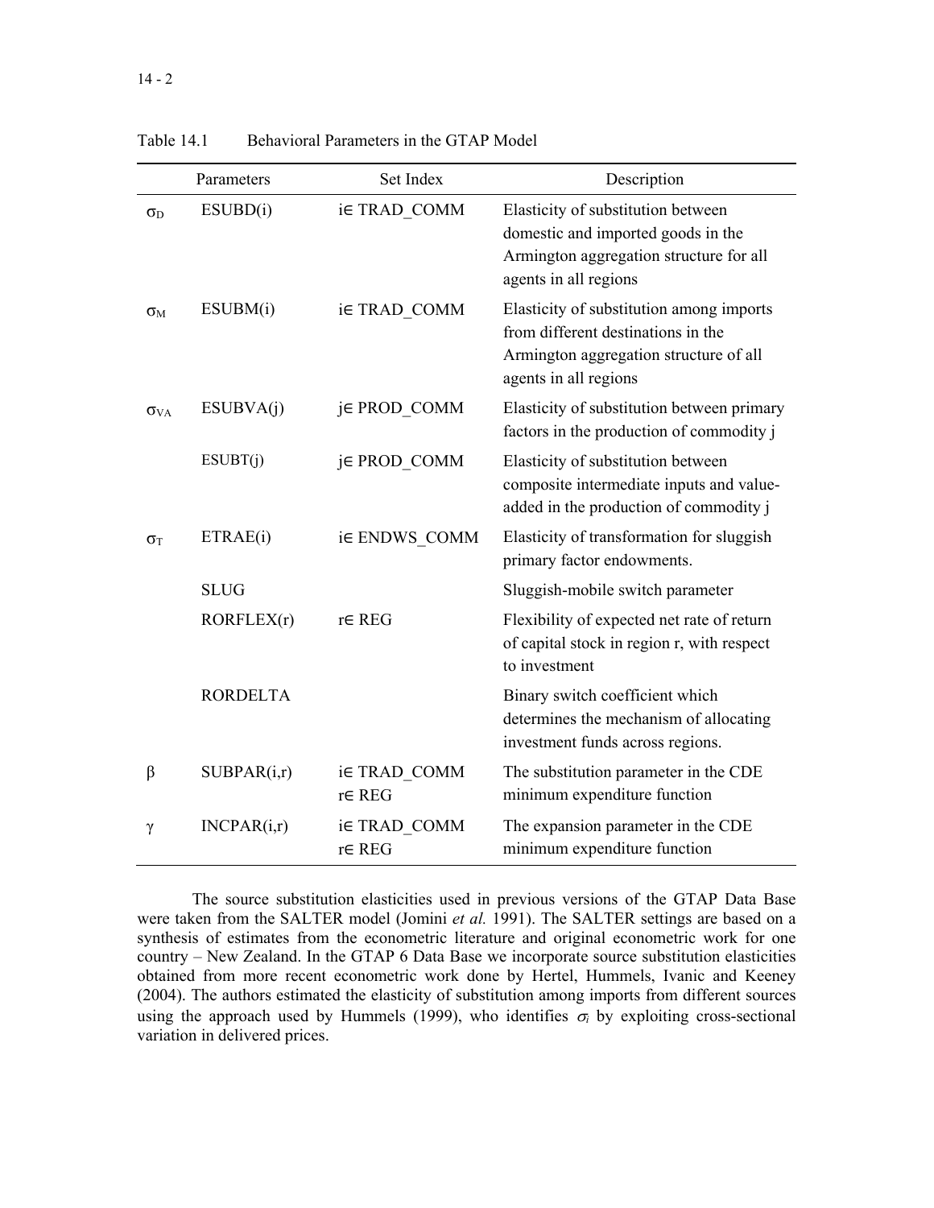Table 14.1 Behavioral Parameters in the GTAP Model

| | Parameters | Set Index | Description |
|---|---|---|---|
| $\sigma_D$ | ESUBD(i) | i∈ TRAD_COMM | Elasticity of substitution between domestic and imported goods in the Armington aggregation structure for all agents in all regions |
| $\sigma_M$ | ESUBM(i) | i∈ TRAD_COMM | Elasticity of substitution among imports from different destinations in the Armington aggregation structure of all agents in all regions |
| $\sigma_{VA}$ | ESUBVA(j) | j∈ PROD_COMM | Elasticity of substitution between primary factors in the production of commodity j |
| | ESUBT(j) | j∈ PROD_COMM | Elasticity of substitution between composite intermediate inputs and value-added in the production of commodity j |
| $\sigma_T$ | ETRAE(i) | i∈ ENDWS_COMM | Elasticity of transformation for sluggish primary factor endowments. |
| | SLUG | | Sluggish-mobile switch parameter |
| | RORFLEX(r) | r∈ REG | Flexibility of expected net rate of return of capital stock in region r, with respect to investment |
| | RORDELTA | | Binary switch coefficient which determines the mechanism of allocating investment funds across regions. |
| $\beta$ | SUBPAR(i,r) | i∈ TRAD_COMM r∈ REG | The substitution parameter in the CDE minimum expenditure function |
| $\gamma$ | INCPAR(i,r) | i∈ TRAD_COMM r∈ REG | The expansion parameter in the CDE minimum expenditure function |

The source substitution elasticities used in previous versions of the GTAP Data Base were taken from the SALTER model (Jomini *et al.* 1991). The SALTER settings are based on a synthesis of estimates from the econometric literature and original econometric work for one country – New Zealand. In the GTAP 6 Data Base we incorporate source substitution elasticities obtained from more recent econometric work done by Hertel, Hummels, Ivanic and Keeney (2004). The authors estimated the elasticity of substitution among imports from different sources using the approach used by Hummels (1999), who identifies $\sigma_i$ by exploiting cross-sectional variation in delivered prices.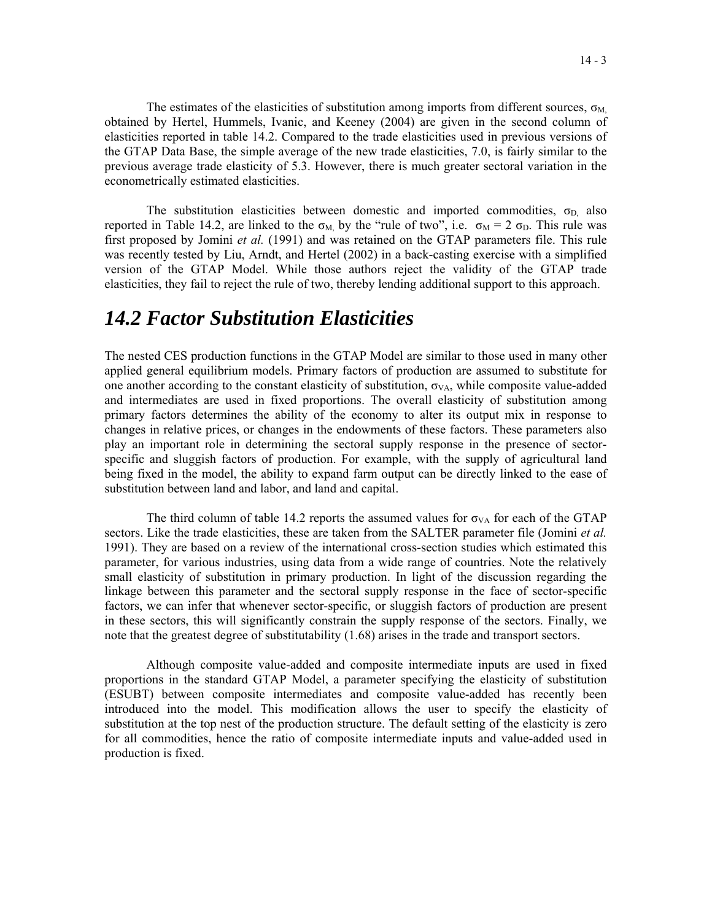The estimates of the elasticities of substitution among imports from different sources, $\sigma_M$, obtained by Hertel, Hummels, Ivanic, and Keeney (2004) are given in the second column of elasticities reported in table 14.2. Compared to the trade elasticities used in previous versions of the GTAP Data Base, the simple average of the new trade elasticities, 7.0, is fairly similar to the previous average trade elasticity of 5.3. However, there is much greater sectoral variation in the econometrically estimated elasticities.

The substitution elasticities between domestic and imported commodities, $\sigma_D$, also reported in Table 14.2, are linked to the $\sigma_M$, by the "rule of two", i.e. $\sigma_M = 2\ \sigma_D$. This rule was first proposed by Jomini *et al.* (1991) and was retained on the GTAP parameters file. This rule was recently tested by Liu, Arndt, and Hertel (2002) in a back-casting exercise with a simplified version of the GTAP Model. While those authors reject the validity of the GTAP trade elasticities, they fail to reject the rule of two, thereby lending additional support to this approach.

## *14.2 Factor Substitution Elasticities*

The nested CES production functions in the GTAP Model are similar to those used in many other applied general equilibrium models. Primary factors of production are assumed to substitute for one another according to the constant elasticity of substitution, $\sigma_{VA}$, while composite value-added and intermediates are used in fixed proportions. The overall elasticity of substitution among primary factors determines the ability of the economy to alter its output mix in response to changes in relative prices, or changes in the endowments of these factors. These parameters also play an important role in determining the sectoral supply response in the presence of sector-specific and sluggish factors of production. For example, with the supply of agricultural land being fixed in the model, the ability to expand farm output can be directly linked to the ease of substitution between land and labor, and land and capital.

The third column of table 14.2 reports the assumed values for $\sigma_{VA}$ for each of the GTAP sectors. Like the trade elasticities, these are taken from the SALTER parameter file (Jomini *et al.* 1991). They are based on a review of the international cross-section studies which estimated this parameter, for various industries, using data from a wide range of countries. Note the relatively small elasticity of substitution in primary production. In light of the discussion regarding the linkage between this parameter and the sectoral supply response in the face of sector-specific factors, we can infer that whenever sector-specific, or sluggish factors of production are present in these sectors, this will significantly constrain the supply response of the sectors. Finally, we note that the greatest degree of substitutability (1.68) arises in the trade and transport sectors.

Although composite value-added and composite intermediate inputs are used in fixed proportions in the standard GTAP Model, a parameter specifying the elasticity of substitution (ESUBT) between composite intermediates and composite value-added has recently been introduced into the model. This modification allows the user to specify the elasticity of substitution at the top nest of the production structure. The default setting of the elasticity is zero for all commodities, hence the ratio of composite intermediate inputs and value-added used in production is fixed.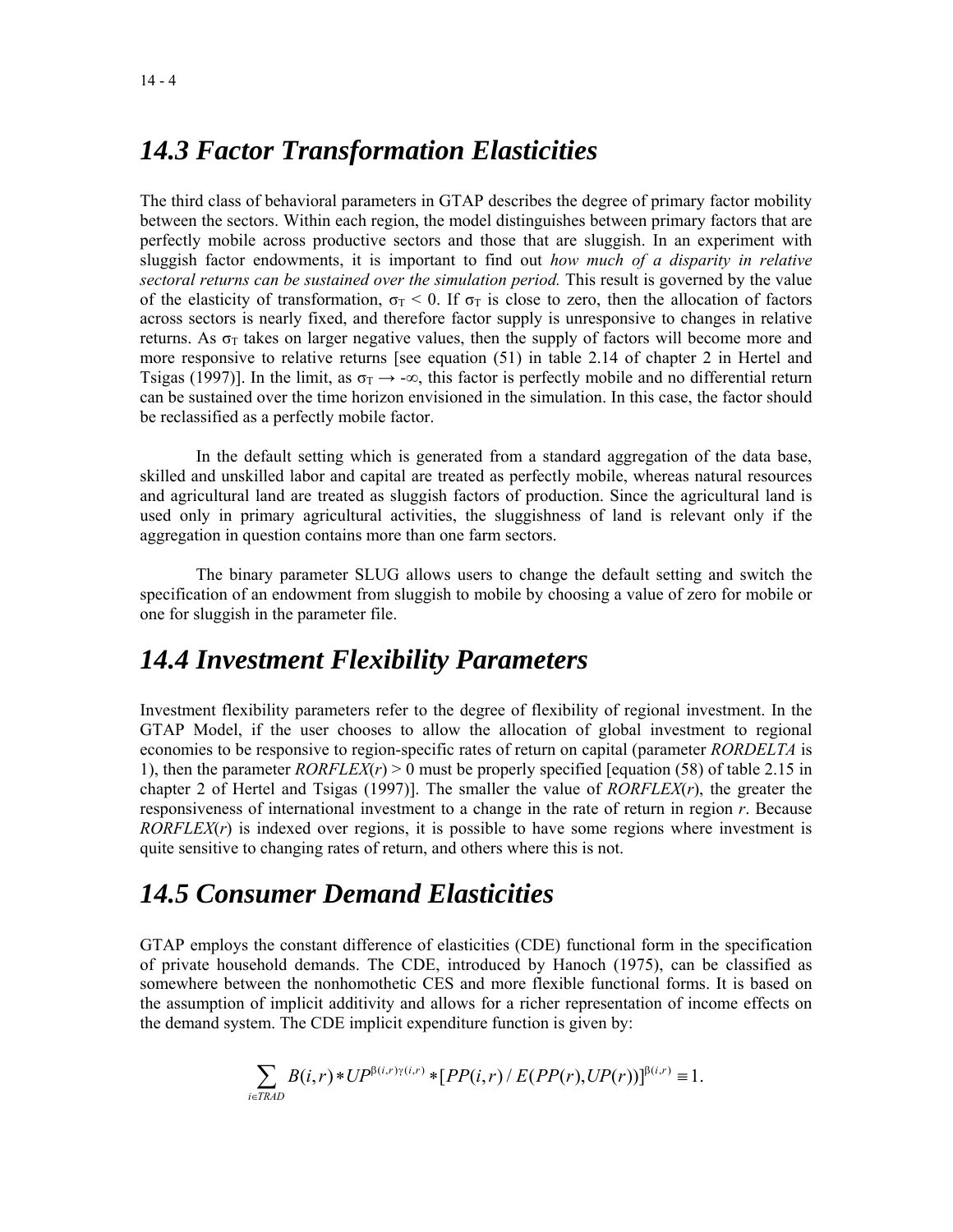## 14.3 Factor Transformation Elasticities

The third class of behavioral parameters in GTAP describes the degree of primary factor mobility between the sectors. Within each region, the model distinguishes between primary factors that are perfectly mobile across productive sectors and those that are sluggish. In an experiment with sluggish factor endowments, it is important to find out *how much of a disparity in relative sectoral returns can be sustained over the simulation period.* This result is governed by the value of the elasticity of transformation, $\sigma_T < 0$. If $\sigma_T$ is close to zero, then the allocation of factors across sectors is nearly fixed, and therefore factor supply is unresponsive to changes in relative returns. As $\sigma_T$ takes on larger negative values, then the supply of factors will become more and more responsive to relative returns [see equation (51) in table 2.14 of chapter 2 in Hertel and Tsigas (1997)]. In the limit, as $\sigma_T \rightarrow -\infty$, this factor is perfectly mobile and no differential return can be sustained over the time horizon envisioned in the simulation. In this case, the factor should be reclassified as a perfectly mobile factor.

In the default setting which is generated from a standard aggregation of the data base, skilled and unskilled labor and capital are treated as perfectly mobile, whereas natural resources and agricultural land are treated as sluggish factors of production. Since the agricultural land is used only in primary agricultural activities, the sluggishness of land is relevant only if the aggregation in question contains more than one farm sectors.

The binary parameter SLUG allows users to change the default setting and switch the specification of an endowment from sluggish to mobile by choosing a value of zero for mobile or one for sluggish in the parameter file.

## 14.4 Investment Flexibility Parameters

Investment flexibility parameters refer to the degree of flexibility of regional investment. In the GTAP Model, if the user chooses to allow the allocation of global investment to regional economies to be responsive to region-specific rates of return on capital (parameter *RORDELTA* is 1), then the parameter *RORFLEX*(*r*) > 0 must be properly specified [equation (58) of table 2.15 in chapter 2 of Hertel and Tsigas (1997)]. The smaller the value of *RORFLEX*(*r*), the greater the responsiveness of international investment to a change in the rate of return in region *r*. Because *RORFLEX*(*r*) is indexed over regions, it is possible to have some regions where investment is quite sensitive to changing rates of return, and others where this is not.

## 14.5 Consumer Demand Elasticities

GTAP employs the constant difference of elasticities (CDE) functional form in the specification of private household demands. The CDE, introduced by Hanoch (1975), can be classified as somewhere between the nonhomothetic CES and more flexible functional forms. It is based on the assumption of implicit additivity and allows for a richer representation of income effects on the demand system. The CDE implicit expenditure function is given by:

$$\sum_{i \in TRAD} B(i,r) * UP^{\beta(i,r)\gamma(i,r)} * [PP(i,r) / E(PP(r), UP(r))]^{\beta(i,r)} \equiv 1.$$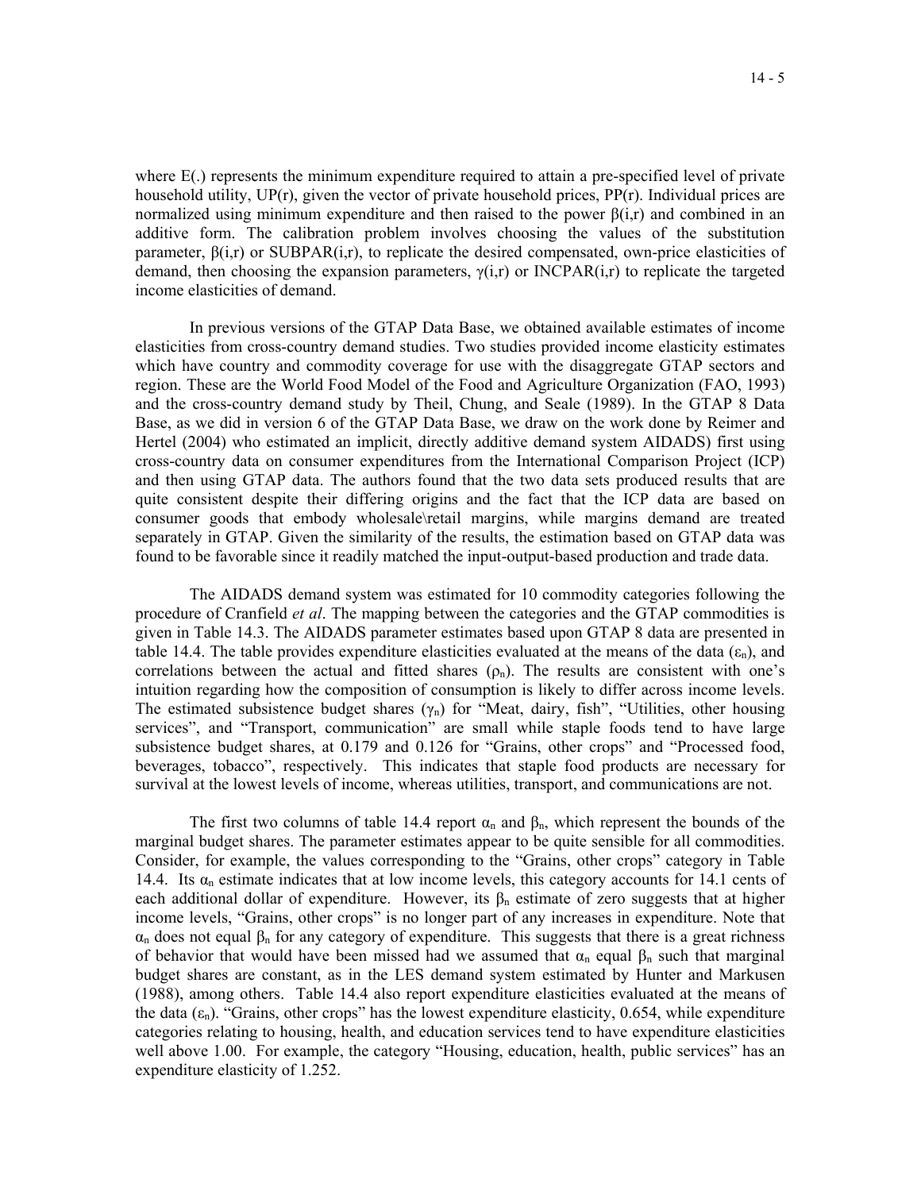where E(.) represents the minimum expenditure required to attain a pre-specified level of private household utility, UP(r), given the vector of private household prices, PP(r). Individual prices are normalized using minimum expenditure and then raised to the power $\beta(i,r)$ and combined in an additive form. The calibration problem involves choosing the values of the substitution parameter, $\beta(i,r)$ or SUBPAR(i,r), to replicate the desired compensated, own-price elasticities of demand, then choosing the expansion parameters, $\gamma(i,r)$ or INCPAR(i,r) to replicate the targeted income elasticities of demand.

In previous versions of the GTAP Data Base, we obtained available estimates of income elasticities from cross-country demand studies. Two studies provided income elasticity estimates which have country and commodity coverage for use with the disaggregate GTAP sectors and region. These are the World Food Model of the Food and Agriculture Organization (FAO, 1993) and the cross-country demand study by Theil, Chung, and Seale (1989). In the GTAP 8 Data Base, as we did in version 6 of the GTAP Data Base, we draw on the work done by Reimer and Hertel (2004) who estimated an implicit, directly additive demand system AIDADS) first using cross-country data on consumer expenditures from the International Comparison Project (ICP) and then using GTAP data. The authors found that the two data sets produced results that are quite consistent despite their differing origins and the fact that the ICP data are based on consumer goods that embody wholesale\retail margins, while margins demand are treated separately in GTAP. Given the similarity of the results, the estimation based on GTAP data was found to be favorable since it readily matched the input-output-based production and trade data.

The AIDADS demand system was estimated for 10 commodity categories following the procedure of Cranfield *et al*. The mapping between the categories and the GTAP commodities is given in Table 14.3. The AIDADS parameter estimates based upon GTAP 8 data are presented in table 14.4. The table provides expenditure elasticities evaluated at the means of the data ($\varepsilon_n$), and correlations between the actual and fitted shares ($\rho_n$). The results are consistent with one's intuition regarding how the composition of consumption is likely to differ across income levels. The estimated subsistence budget shares ($\gamma_n$) for "Meat, dairy, fish", "Utilities, other housing services", and "Transport, communication" are small while staple foods tend to have large subsistence budget shares, at 0.179 and 0.126 for "Grains, other crops" and "Processed food, beverages, tobacco", respectively. This indicates that staple food products are necessary for survival at the lowest levels of income, whereas utilities, transport, and communications are not.

The first two columns of table 14.4 report $\alpha_n$ and $\beta_n$, which represent the bounds of the marginal budget shares. The parameter estimates appear to be quite sensible for all commodities. Consider, for example, the values corresponding to the "Grains, other crops" category in Table 14.4. Its $\alpha_n$ estimate indicates that at low income levels, this category accounts for 14.1 cents of each additional dollar of expenditure. However, its $\beta_n$ estimate of zero suggests that at higher income levels, "Grains, other crops" is no longer part of any increases in expenditure. Note that $\alpha_n$ does not equal $\beta_n$ for any category of expenditure. This suggests that there is a great richness of behavior that would have been missed had we assumed that $\alpha_n$ equal $\beta_n$ such that marginal budget shares are constant, as in the LES demand system estimated by Hunter and Markusen (1988), among others. Table 14.4 also report expenditure elasticities evaluated at the means of the data ($\varepsilon_n$). "Grains, other crops" has the lowest expenditure elasticity, 0.654, while expenditure categories relating to housing, health, and education services tend to have expenditure elasticities well above 1.00. For example, the category "Housing, education, health, public services" has an expenditure elasticity of 1.252.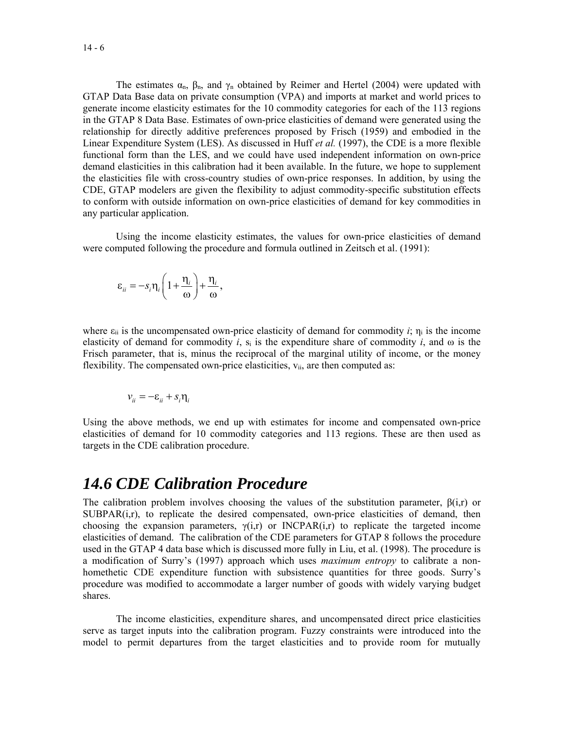The estimates $\alpha_n$, $\beta_n$, and $\gamma_n$ obtained by Reimer and Hertel (2004) were updated with GTAP Data Base data on private consumption (VPA) and imports at market and world prices to generate income elasticity estimates for the 10 commodity categories for each of the 113 regions in the GTAP 8 Data Base. Estimates of own-price elasticities of demand were generated using the relationship for directly additive preferences proposed by Frisch (1959) and embodied in the Linear Expenditure System (LES). As discussed in Huff *et al.* (1997), the CDE is a more flexible functional form than the LES, and we could have used independent information on own-price demand elasticities in this calibration had it been available. In the future, we hope to supplement the elasticities file with cross-country studies of own-price responses. In addition, by using the CDE, GTAP modelers are given the flexibility to adjust commodity-specific substitution effects to conform with outside information on own-price elasticities of demand for key commodities in any particular application.

Using the income elasticity estimates, the values for own-price elasticities of demand were computed following the procedure and formula outlined in Zeitsch et al. (1991):

$$\varepsilon_{ii} = -s_i \eta_i \left(1 + \frac{\eta_i}{\omega}\right) + \frac{\eta_i}{\omega},$$

where $\varepsilon_{ii}$ is the uncompensated own-price elasticity of demand for commodity *i*; $\eta_i$ is the income elasticity of demand for commodity *i*, $s_i$ is the expenditure share of commodity *i*, and $\omega$ is the Frisch parameter, that is, minus the reciprocal of the marginal utility of income, or the money flexibility. The compensated own-price elasticities, $v_{ii}$, are then computed as:

$$v_{ii} = -\varepsilon_{ii} + s_i \eta_i$$

Using the above methods, we end up with estimates for income and compensated own-price elasticities of demand for 10 commodity categories and 113 regions. These are then used as targets in the CDE calibration procedure.

## 14.6 CDE Calibration Procedure

The calibration problem involves choosing the values of the substitution parameter, $\beta$(i,r) or SUBPAR(i,r), to replicate the desired compensated, own-price elasticities of demand, then choosing the expansion parameters, $\gamma$(i,r) or INCPAR(i,r) to replicate the targeted income elasticities of demand. The calibration of the CDE parameters for GTAP 8 follows the procedure used in the GTAP 4 data base which is discussed more fully in Liu, et al. (1998). The procedure is a modification of Surry's (1997) approach which uses *maximum entropy* to calibrate a non-homethetic CDE expenditure function with subsistence quantities for three goods. Surry's procedure was modified to accommodate a larger number of goods with widely varying budget shares.

The income elasticities, expenditure shares, and uncompensated direct price elasticities serve as target inputs into the calibration program. Fuzzy constraints were introduced into the model to permit departures from the target elasticities and to provide room for mutually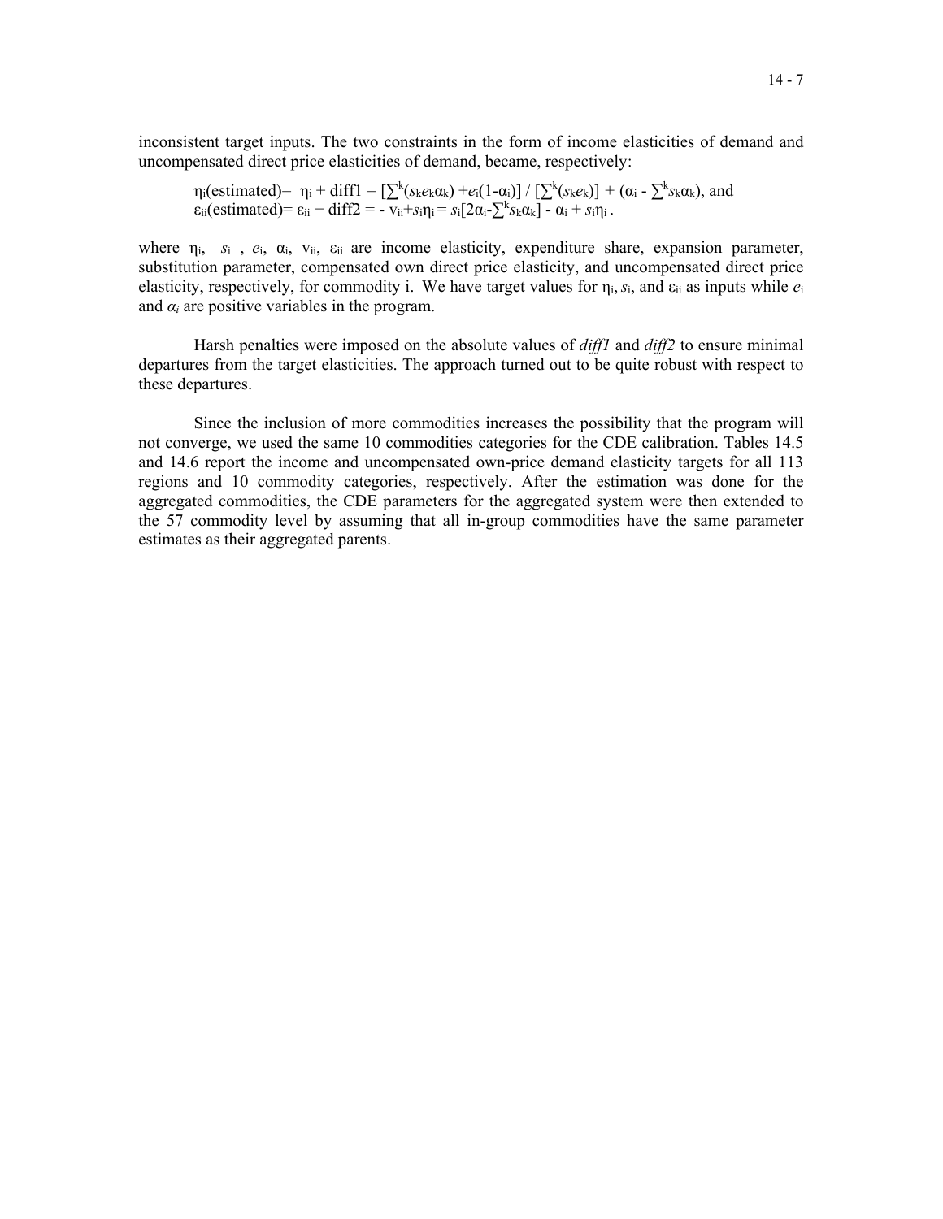inconsistent target inputs. The two constraints in the form of income elasticities of demand and uncompensated direct price elasticities of demand, became, respectively:

$$\eta_i(\text{estimated}) = \eta_i + \text{diff1} = [\sum^k (s_k e_k \alpha_k) + e_i(1-\alpha_i)] / [\sum^k (s_k e_k)] + (\alpha_i - \sum^k s_k \alpha_k), \text{ and}$$
$$\varepsilon_{ii}(\text{estimated}) = \varepsilon_{ii} + \text{diff2} = -\, v_{ii} + s_i \eta_i = s_i[2\alpha_i - \sum^k s_k \alpha_k] - \alpha_i + s_i \eta_i .$$

where $\eta_i$, $s_i$, $e_i$, $\alpha_i$, $v_{ii}$, $\varepsilon_{ii}$ are income elasticity, expenditure share, expansion parameter, substitution parameter, compensated own direct price elasticity, and uncompensated direct price elasticity, respectively, for commodity i. We have target values for $\eta_i$, $s_i$, and $\varepsilon_{ii}$ as inputs while $e_i$ and $\alpha_i$ are positive variables in the program.

Harsh penalties were imposed on the absolute values of *diff1* and *diff2* to ensure minimal departures from the target elasticities. The approach turned out to be quite robust with respect to these departures.

Since the inclusion of more commodities increases the possibility that the program will not converge, we used the same 10 commodities categories for the CDE calibration. Tables 14.5 and 14.6 report the income and uncompensated own-price demand elasticity targets for all 113 regions and 10 commodity categories, respectively. After the estimation was done for the aggregated commodities, the CDE parameters for the aggregated system were then extended to the 57 commodity level by assuming that all in-group commodities have the same parameter estimates as their aggregated parents.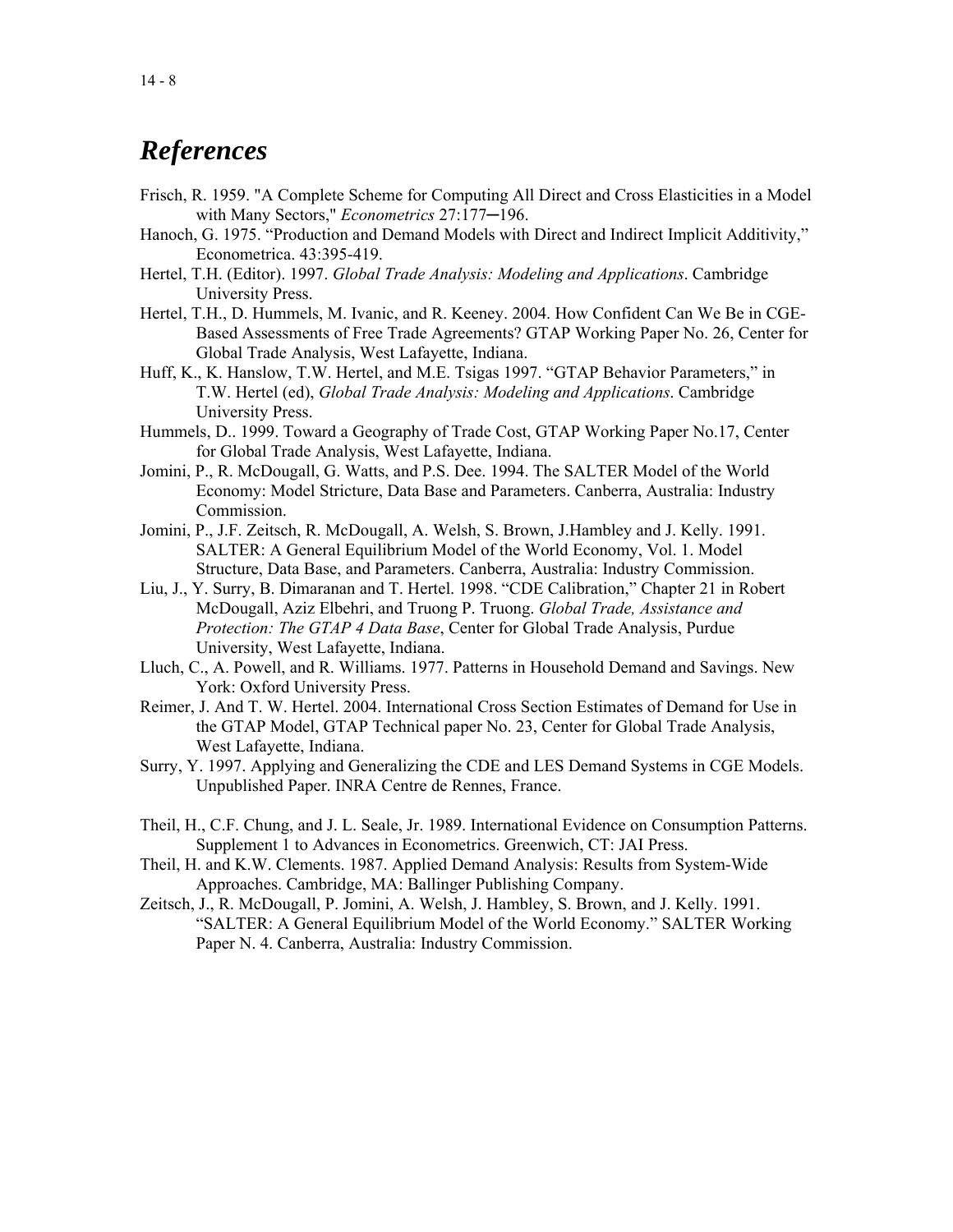# References

Frisch, R. 1959. "A Complete Scheme for Computing All Direct and Cross Elasticities in a Model with Many Sectors," *Econometrics* 27:177─196.

Hanoch, G. 1975. "Production and Demand Models with Direct and Indirect Implicit Additivity," Econometrica. 43:395-419.

Hertel, T.H. (Editor). 1997. *Global Trade Analysis: Modeling and Applications*. Cambridge University Press.

Hertel, T.H., D. Hummels, M. Ivanic, and R. Keeney. 2004. How Confident Can We Be in CGE-Based Assessments of Free Trade Agreements? GTAP Working Paper No. 26, Center for Global Trade Analysis, West Lafayette, Indiana.

Huff, K., K. Hanslow, T.W. Hertel, and M.E. Tsigas 1997. "GTAP Behavior Parameters," in T.W. Hertel (ed), *Global Trade Analysis: Modeling and Applications*. Cambridge University Press.

Hummels, D.. 1999. Toward a Geography of Trade Cost, GTAP Working Paper No.17, Center for Global Trade Analysis, West Lafayette, Indiana.

Jomini, P., R. McDougall, G. Watts, and P.S. Dee. 1994. The SALTER Model of the World Economy: Model Stricture, Data Base and Parameters. Canberra, Australia: Industry Commission.

Jomini, P., J.F. Zeitsch, R. McDougall, A. Welsh, S. Brown, J.Hambley and J. Kelly. 1991. SALTER: A General Equilibrium Model of the World Economy, Vol. 1. Model Structure, Data Base, and Parameters. Canberra, Australia: Industry Commission.

Liu, J., Y. Surry, B. Dimaranan and T. Hertel. 1998. "CDE Calibration," Chapter 21 in Robert McDougall, Aziz Elbehri, and Truong P. Truong. *Global Trade, Assistance and Protection: The GTAP 4 Data Base*, Center for Global Trade Analysis, Purdue University, West Lafayette, Indiana.

Lluch, C., A. Powell, and R. Williams. 1977. Patterns in Household Demand and Savings. New York: Oxford University Press.

Reimer, J. And T. W. Hertel. 2004. International Cross Section Estimates of Demand for Use in the GTAP Model, GTAP Technical paper No. 23, Center for Global Trade Analysis, West Lafayette, Indiana.

Surry, Y. 1997. Applying and Generalizing the CDE and LES Demand Systems in CGE Models. Unpublished Paper. INRA Centre de Rennes, France.

Theil, H., C.F. Chung, and J. L. Seale, Jr. 1989. International Evidence on Consumption Patterns. Supplement 1 to Advances in Econometrics. Greenwich, CT: JAI Press.

Theil, H. and K.W. Clements. 1987. Applied Demand Analysis: Results from System-Wide Approaches. Cambridge, MA: Ballinger Publishing Company.

Zeitsch, J., R. McDougall, P. Jomini, A. Welsh, J. Hambley, S. Brown, and J. Kelly. 1991. "SALTER: A General Equilibrium Model of the World Economy." SALTER Working Paper N. 4. Canberra, Australia: Industry Commission.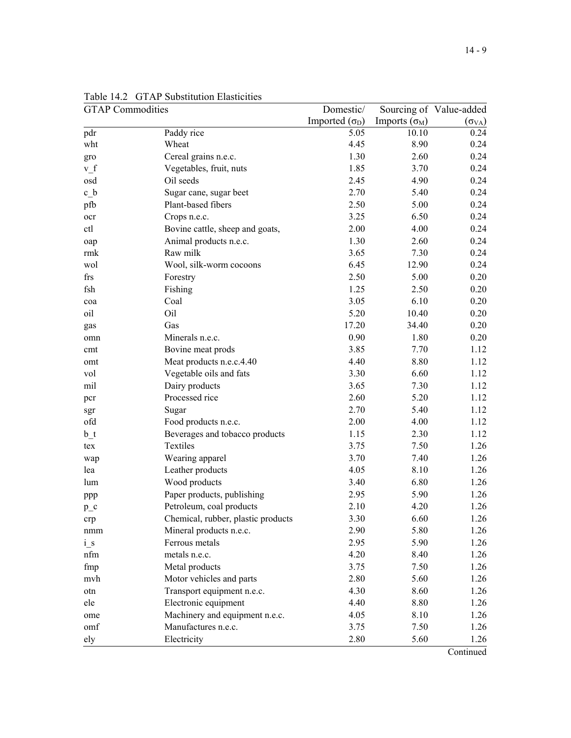Table 14.2 GTAP Substitution Elasticities

| GTAP Commodities | | Domestic/ Imported ($\sigma_D$) | Sourcing of Imports ($\sigma_M$) | Value-added ($\sigma_{VA}$) |
|---|---|---|---|---|
| pdr | Paddy rice | 5.05 | 10.10 | 0.24 |
| wht | Wheat | 4.45 | 8.90 | 0.24 |
| gro | Cereal grains n.e.c. | 1.30 | 2.60 | 0.24 |
| v_f | Vegetables, fruit, nuts | 1.85 | 3.70 | 0.24 |
| osd | Oil seeds | 2.45 | 4.90 | 0.24 |
| c_b | Sugar cane, sugar beet | 2.70 | 5.40 | 0.24 |
| pfb | Plant-based fibers | 2.50 | 5.00 | 0.24 |
| ocr | Crops n.e.c. | 3.25 | 6.50 | 0.24 |
| ctl | Bovine cattle, sheep and goats, | 2.00 | 4.00 | 0.24 |
| oap | Animal products n.e.c. | 1.30 | 2.60 | 0.24 |
| rmk | Raw milk | 3.65 | 7.30 | 0.24 |
| wol | Wool, silk-worm cocoons | 6.45 | 12.90 | 0.24 |
| frs | Forestry | 2.50 | 5.00 | 0.20 |
| fsh | Fishing | 1.25 | 2.50 | 0.20 |
| coa | Coal | 3.05 | 6.10 | 0.20 |
| oil | Oil | 5.20 | 10.40 | 0.20 |
| gas | Gas | 17.20 | 34.40 | 0.20 |
| omn | Minerals n.e.c. | 0.90 | 1.80 | 0.20 |
| cmt | Bovine meat prods | 3.85 | 7.70 | 1.12 |
| omt | Meat products n.e.c.4.40 | 4.40 | 8.80 | 1.12 |
| vol | Vegetable oils and fats | 3.30 | 6.60 | 1.12 |
| mil | Dairy products | 3.65 | 7.30 | 1.12 |
| pcr | Processed rice | 2.60 | 5.20 | 1.12 |
| sgr | Sugar | 2.70 | 5.40 | 1.12 |
| ofd | Food products n.e.c. | 2.00 | 4.00 | 1.12 |
| b_t | Beverages and tobacco products | 1.15 | 2.30 | 1.12 |
| tex | Textiles | 3.75 | 7.50 | 1.26 |
| wap | Wearing apparel | 3.70 | 7.40 | 1.26 |
| lea | Leather products | 4.05 | 8.10 | 1.26 |
| lum | Wood products | 3.40 | 6.80 | 1.26 |
| ppp | Paper products, publishing | 2.95 | 5.90 | 1.26 |
| p_c | Petroleum, coal products | 2.10 | 4.20 | 1.26 |
| crp | Chemical, rubber, plastic products | 3.30 | 6.60 | 1.26 |
| nmm | Mineral products n.e.c. | 2.90 | 5.80 | 1.26 |
| i_s | Ferrous metals | 2.95 | 5.90 | 1.26 |
| nfm | metals n.e.c. | 4.20 | 8.40 | 1.26 |
| fmp | Metal products | 3.75 | 7.50 | 1.26 |
| mvh | Motor vehicles and parts | 2.80 | 5.60 | 1.26 |
| otn | Transport equipment n.e.c. | 4.30 | 8.60 | 1.26 |
| ele | Electronic equipment | 4.40 | 8.80 | 1.26 |
| ome | Machinery and equipment n.e.c. | 4.05 | 8.10 | 1.26 |
| omf | Manufactures n.e.c. | 3.75 | 7.50 | 1.26 |
| ely | Electricity | 2.80 | 5.60 | 1.26 |

Continued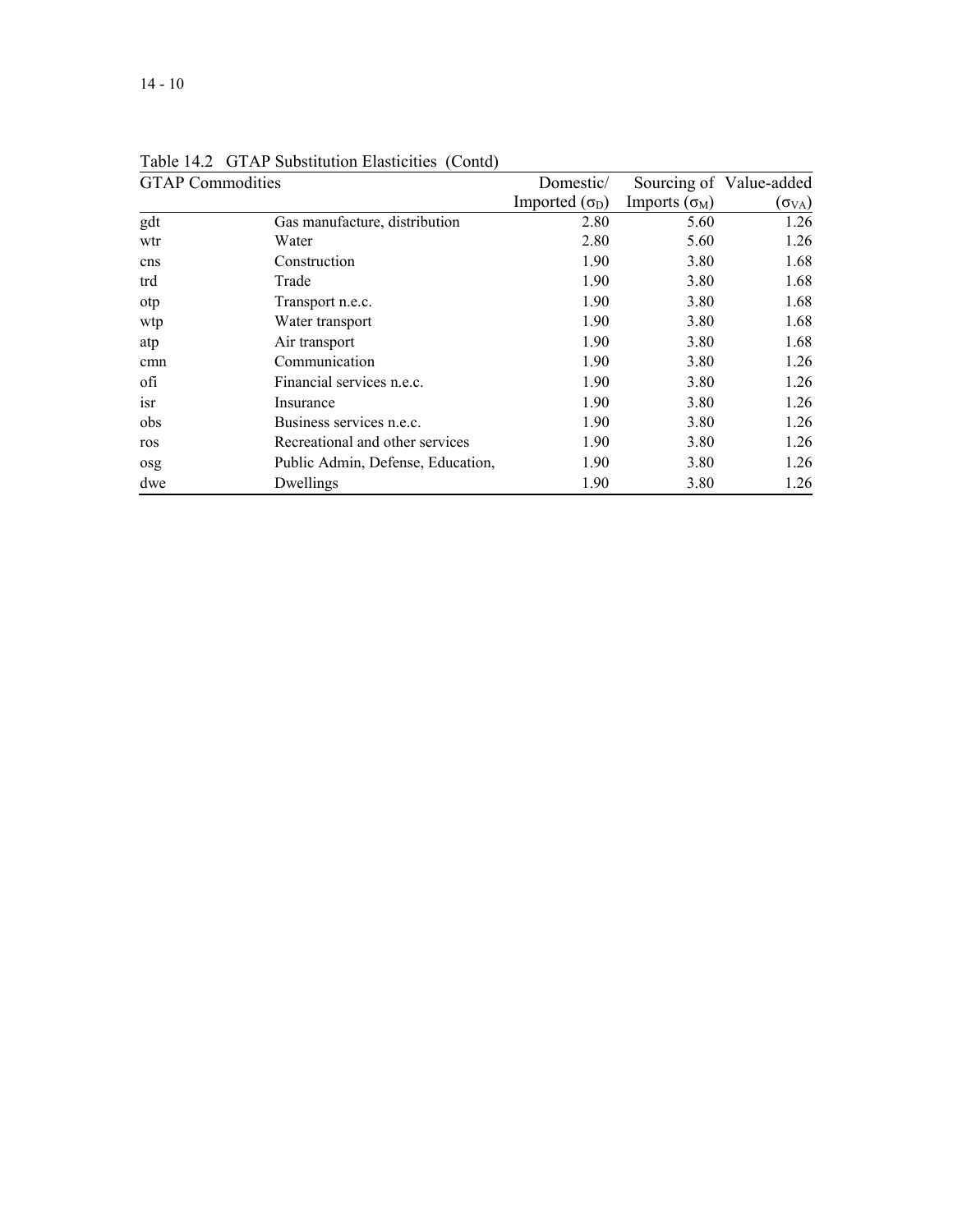Table 14.2 GTAP Substitution Elasticities (Contd)

| GTAP Commodities | | Domestic/ Imported ($\sigma_D$) | Sourcing of Imports ($\sigma_M$) | Value-added ($\sigma_{VA}$) |
|---|---|---|---|---|
| gdt | Gas manufacture, distribution | 2.80 | 5.60 | 1.26 |
| wtr | Water | 2.80 | 5.60 | 1.26 |
| cns | Construction | 1.90 | 3.80 | 1.68 |
| trd | Trade | 1.90 | 3.80 | 1.68 |
| otp | Transport n.e.c. | 1.90 | 3.80 | 1.68 |
| wtp | Water transport | 1.90 | 3.80 | 1.68 |
| atp | Air transport | 1.90 | 3.80 | 1.68 |
| cmn | Communication | 1.90 | 3.80 | 1.26 |
| ofi | Financial services n.e.c. | 1.90 | 3.80 | 1.26 |
| isr | Insurance | 1.90 | 3.80 | 1.26 |
| obs | Business services n.e.c. | 1.90 | 3.80 | 1.26 |
| ros | Recreational and other services | 1.90 | 3.80 | 1.26 |
| osg | Public Admin, Defense, Education, | 1.90 | 3.80 | 1.26 |
| dwe | Dwellings | 1.90 | 3.80 | 1.26 |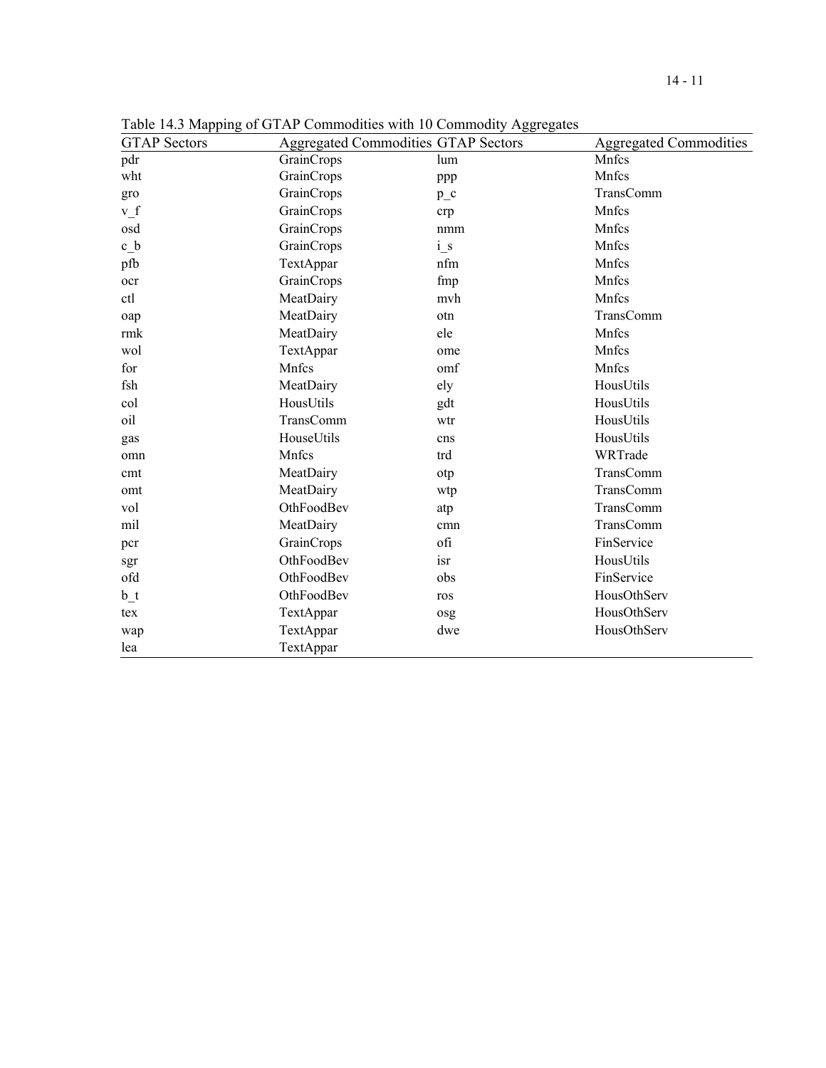Table 14.3 Mapping of GTAP Commodities with 10 Commodity Aggregates

| GTAP Sectors | Aggregated Commodities | GTAP Sectors | Aggregated Commodities |
|---|---|---|---|
| pdr | GrainCrops | lum | Mnfcs |
| wht | GrainCrops | ppp | Mnfcs |
| gro | GrainCrops | p_c | TransComm |
| v_f | GrainCrops | crp | Mnfcs |
| osd | GrainCrops | nmm | Mnfcs |
| c_b | GrainCrops | i_s | Mnfcs |
| pfb | TextAppar | nfm | Mnfcs |
| ocr | GrainCrops | fmp | Mnfcs |
| ctl | MeatDairy | mvh | Mnfcs |
| oap | MeatDairy | otn | TransComm |
| rmk | MeatDairy | ele | Mnfcs |
| wol | TextAppar | ome | Mnfcs |
| for | Mnfcs | omf | Mnfcs |
| fsh | MeatDairy | ely | HousUtils |
| col | HousUtils | gdt | HousUtils |
| oil | TransComm | wtr | HousUtils |
| gas | HouseUtils | cns | HousUtils |
| omn | Mnfcs | trd | WRTrade |
| cmt | MeatDairy | otp | TransComm |
| omt | MeatDairy | wtp | TransComm |
| vol | OthFoodBev | atp | TransComm |
| mil | MeatDairy | cmn | TransComm |
| pcr | GrainCrops | ofi | FinService |
| sgr | OthFoodBev | isr | HousUtils |
| ofd | OthFoodBev | obs | FinService |
| b_t | OthFoodBev | ros | HousOthServ |
| tex | TextAppar | osg | HousOthServ |
| wap | TextAppar | dwe | HousOthServ |
| lea | TextAppar | | |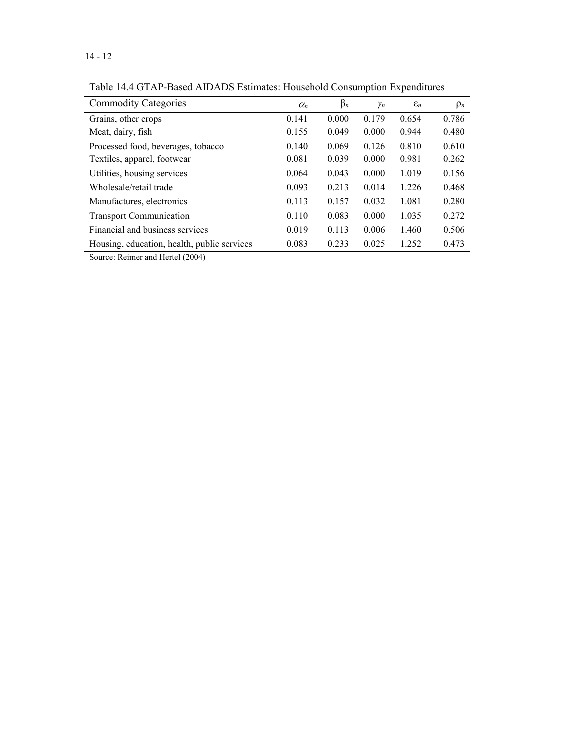Table 14.4 GTAP-Based AIDADS Estimates: Household Consumption Expenditures

| Commodity Categories | $\alpha_n$ | $\beta_n$ | $\gamma_n$ | $\varepsilon_n$ | $\rho_n$ |
|---|---|---|---|---|---|
| Grains, other crops | 0.141 | 0.000 | 0.179 | 0.654 | 0.786 |
| Meat, dairy, fish | 0.155 | 0.049 | 0.000 | 0.944 | 0.480 |
| Processed food, beverages, tobacco | 0.140 | 0.069 | 0.126 | 0.810 | 0.610 |
| Textiles, apparel, footwear | 0.081 | 0.039 | 0.000 | 0.981 | 0.262 |
| Utilities, housing services | 0.064 | 0.043 | 0.000 | 1.019 | 0.156 |
| Wholesale/retail trade | 0.093 | 0.213 | 0.014 | 1.226 | 0.468 |
| Manufactures, electronics | 0.113 | 0.157 | 0.032 | 1.081 | 0.280 |
| Transport Communication | 0.110 | 0.083 | 0.000 | 1.035 | 0.272 |
| Financial and business services | 0.019 | 0.113 | 0.006 | 1.460 | 0.506 |
| Housing, education, health, public services | 0.083 | 0.233 | 0.025 | 1.252 | 0.473 |

Source: Reimer and Hertel (2004)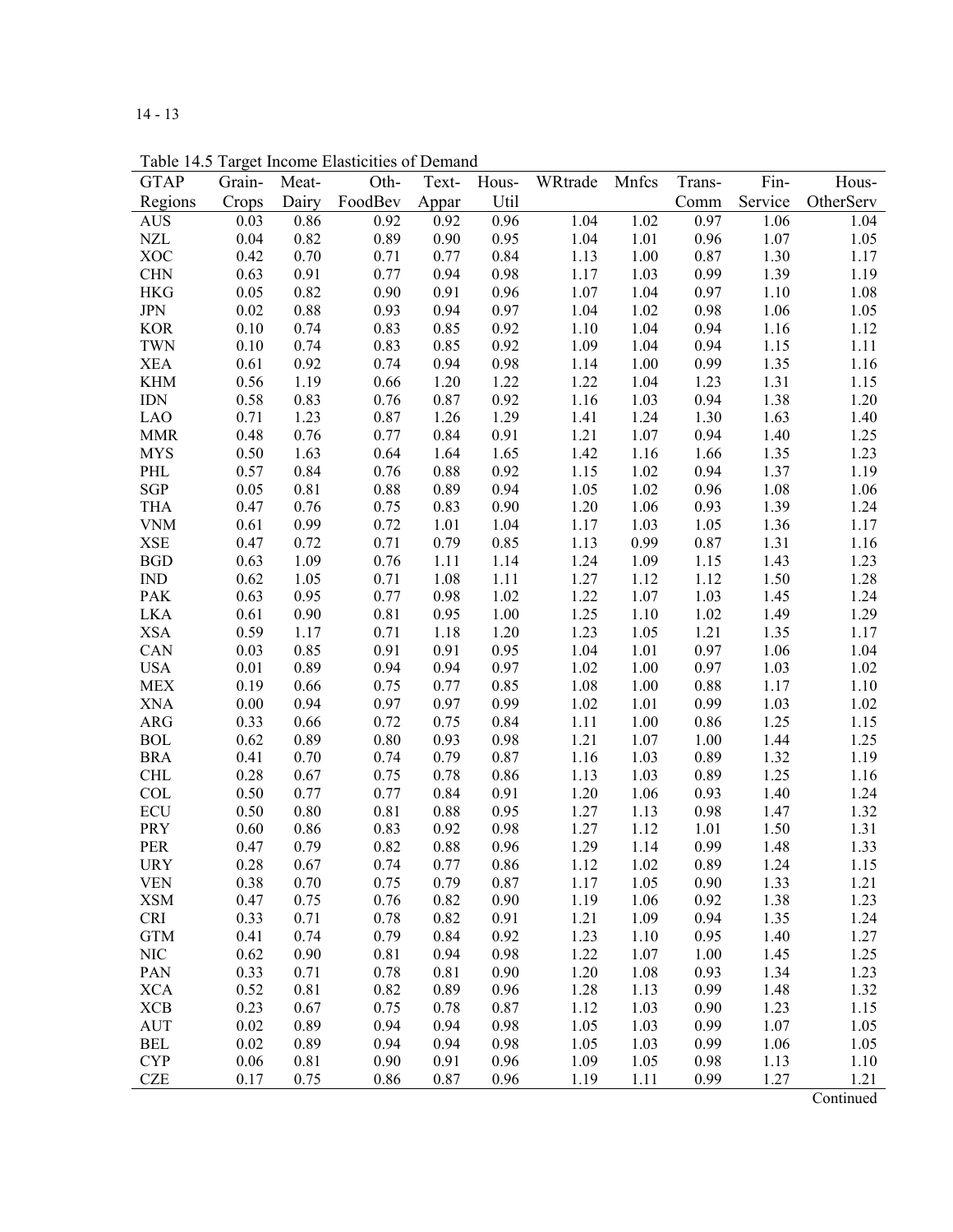Table 14.5 Target Income Elasticities of Demand

| GTAP Regions | Grain-Crops | Meat-Dairy | Oth-FoodBev | Text-Appar | Hous-Util | WRtrade | Mnfcs | Trans-Comm | Fin-Service | Hous-OtherServ |
|---|---|---|---|---|---|---|---|---|---|---|
| AUS | 0.03 | 0.86 | 0.92 | 0.92 | 0.96 | 1.04 | 1.02 | 0.97 | 1.06 | 1.04 |
| NZL | 0.04 | 0.82 | 0.89 | 0.90 | 0.95 | 1.04 | 1.01 | 0.96 | 1.07 | 1.05 |
| XOC | 0.42 | 0.70 | 0.71 | 0.77 | 0.84 | 1.13 | 1.00 | 0.87 | 1.30 | 1.17 |
| CHN | 0.63 | 0.91 | 0.77 | 0.94 | 0.98 | 1.17 | 1.03 | 0.99 | 1.39 | 1.19 |
| HKG | 0.05 | 0.82 | 0.90 | 0.91 | 0.96 | 1.07 | 1.04 | 0.97 | 1.10 | 1.08 |
| JPN | 0.02 | 0.88 | 0.93 | 0.94 | 0.97 | 1.04 | 1.02 | 0.98 | 1.06 | 1.05 |
| KOR | 0.10 | 0.74 | 0.83 | 0.85 | 0.92 | 1.10 | 1.04 | 0.94 | 1.16 | 1.12 |
| TWN | 0.10 | 0.74 | 0.83 | 0.85 | 0.92 | 1.09 | 1.04 | 0.94 | 1.15 | 1.11 |
| XEA | 0.61 | 0.92 | 0.74 | 0.94 | 0.98 | 1.14 | 1.00 | 0.99 | 1.35 | 1.16 |
| KHM | 0.56 | 1.19 | 0.66 | 1.20 | 1.22 | 1.22 | 1.04 | 1.23 | 1.31 | 1.15 |
| IDN | 0.58 | 0.83 | 0.76 | 0.87 | 0.92 | 1.16 | 1.03 | 0.94 | 1.38 | 1.20 |
| LAO | 0.71 | 1.23 | 0.87 | 1.26 | 1.29 | 1.41 | 1.24 | 1.30 | 1.63 | 1.40 |
| MMR | 0.48 | 0.76 | 0.77 | 0.84 | 0.91 | 1.21 | 1.07 | 0.94 | 1.40 | 1.25 |
| MYS | 0.50 | 1.63 | 0.64 | 1.64 | 1.65 | 1.42 | 1.16 | 1.66 | 1.35 | 1.23 |
| PHL | 0.57 | 0.84 | 0.76 | 0.88 | 0.92 | 1.15 | 1.02 | 0.94 | 1.37 | 1.19 |
| SGP | 0.05 | 0.81 | 0.88 | 0.89 | 0.94 | 1.05 | 1.02 | 0.96 | 1.08 | 1.06 |
| THA | 0.47 | 0.76 | 0.75 | 0.83 | 0.90 | 1.20 | 1.06 | 0.93 | 1.39 | 1.24 |
| VNM | 0.61 | 0.99 | 0.72 | 1.01 | 1.04 | 1.17 | 1.03 | 1.05 | 1.36 | 1.17 |
| XSE | 0.47 | 0.72 | 0.71 | 0.79 | 0.85 | 1.13 | 0.99 | 0.87 | 1.31 | 1.16 |
| BGD | 0.63 | 1.09 | 0.76 | 1.11 | 1.14 | 1.24 | 1.09 | 1.15 | 1.43 | 1.23 |
| IND | 0.62 | 1.05 | 0.71 | 1.08 | 1.11 | 1.27 | 1.12 | 1.12 | 1.50 | 1.28 |
| PAK | 0.63 | 0.95 | 0.77 | 0.98 | 1.02 | 1.22 | 1.07 | 1.03 | 1.45 | 1.24 |
| LKA | 0.61 | 0.90 | 0.81 | 0.95 | 1.00 | 1.25 | 1.10 | 1.02 | 1.49 | 1.29 |
| XSA | 0.59 | 1.17 | 0.71 | 1.18 | 1.20 | 1.23 | 1.05 | 1.21 | 1.35 | 1.17 |
| CAN | 0.03 | 0.85 | 0.91 | 0.91 | 0.95 | 1.04 | 1.01 | 0.97 | 1.06 | 1.04 |
| USA | 0.01 | 0.89 | 0.94 | 0.94 | 0.97 | 1.02 | 1.00 | 0.97 | 1.03 | 1.02 |
| MEX | 0.19 | 0.66 | 0.75 | 0.77 | 0.85 | 1.08 | 1.00 | 0.88 | 1.17 | 1.10 |
| XNA | 0.00 | 0.94 | 0.97 | 0.97 | 0.99 | 1.02 | 1.01 | 0.99 | 1.03 | 1.02 |
| ARG | 0.33 | 0.66 | 0.72 | 0.75 | 0.84 | 1.11 | 1.00 | 0.86 | 1.25 | 1.15 |
| BOL | 0.62 | 0.89 | 0.80 | 0.93 | 0.98 | 1.21 | 1.07 | 1.00 | 1.44 | 1.25 |
| BRA | 0.41 | 0.70 | 0.74 | 0.79 | 0.87 | 1.16 | 1.03 | 0.89 | 1.32 | 1.19 |
| CHL | 0.28 | 0.67 | 0.75 | 0.78 | 0.86 | 1.13 | 1.03 | 0.89 | 1.25 | 1.16 |
| COL | 0.50 | 0.77 | 0.77 | 0.84 | 0.91 | 1.20 | 1.06 | 0.93 | 1.40 | 1.24 |
| ECU | 0.50 | 0.80 | 0.81 | 0.88 | 0.95 | 1.27 | 1.13 | 0.98 | 1.47 | 1.32 |
| PRY | 0.60 | 0.86 | 0.83 | 0.92 | 0.98 | 1.27 | 1.12 | 1.01 | 1.50 | 1.31 |
| PER | 0.47 | 0.79 | 0.82 | 0.88 | 0.96 | 1.29 | 1.14 | 0.99 | 1.48 | 1.33 |
| URY | 0.28 | 0.67 | 0.74 | 0.77 | 0.86 | 1.12 | 1.02 | 0.89 | 1.24 | 1.15 |
| VEN | 0.38 | 0.70 | 0.75 | 0.79 | 0.87 | 1.17 | 1.05 | 0.90 | 1.33 | 1.21 |
| XSM | 0.47 | 0.75 | 0.76 | 0.82 | 0.90 | 1.19 | 1.06 | 0.92 | 1.38 | 1.23 |
| CRI | 0.33 | 0.71 | 0.78 | 0.82 | 0.91 | 1.21 | 1.09 | 0.94 | 1.35 | 1.24 |
| GTM | 0.41 | 0.74 | 0.79 | 0.84 | 0.92 | 1.23 | 1.10 | 0.95 | 1.40 | 1.27 |
| NIC | 0.62 | 0.90 | 0.81 | 0.94 | 0.98 | 1.22 | 1.07 | 1.00 | 1.45 | 1.25 |
| PAN | 0.33 | 0.71 | 0.78 | 0.81 | 0.90 | 1.20 | 1.08 | 0.93 | 1.34 | 1.23 |
| XCA | 0.52 | 0.81 | 0.82 | 0.89 | 0.96 | 1.28 | 1.13 | 0.99 | 1.48 | 1.32 |
| XCB | 0.23 | 0.67 | 0.75 | 0.78 | 0.87 | 1.12 | 1.03 | 0.90 | 1.23 | 1.15 |
| AUT | 0.02 | 0.89 | 0.94 | 0.94 | 0.98 | 1.05 | 1.03 | 0.99 | 1.07 | 1.05 |
| BEL | 0.02 | 0.89 | 0.94 | 0.94 | 0.98 | 1.05 | 1.03 | 0.99 | 1.06 | 1.05 |
| CYP | 0.06 | 0.81 | 0.90 | 0.91 | 0.96 | 1.09 | 1.05 | 0.98 | 1.13 | 1.10 |
| CZE | 0.17 | 0.75 | 0.86 | 0.87 | 0.96 | 1.19 | 1.11 | 0.99 | 1.27 | 1.21 |

Continued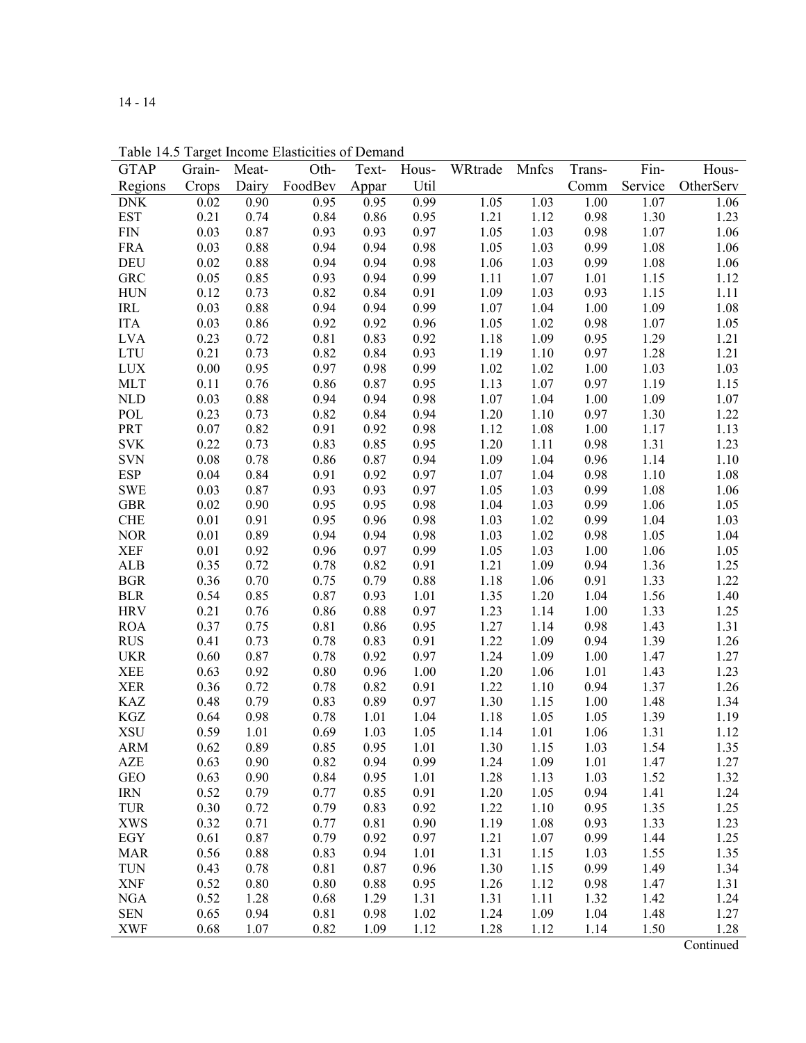Table 14.5 Target Income Elasticities of Demand

| GTAP Regions | Grain-Crops | Meat-Dairy | Oth-FoodBev | Text-Appar | Hous-Util | WRtrade | Mnfcs | Trans-Comm | Fin-Service | Hous-OtherServ |
|---|---|---|---|---|---|---|---|---|---|---|
| DNK | 0.02 | 0.90 | 0.95 | 0.95 | 0.99 | 1.05 | 1.03 | 1.00 | 1.07 | 1.06 |
| EST | 0.21 | 0.74 | 0.84 | 0.86 | 0.95 | 1.21 | 1.12 | 0.98 | 1.30 | 1.23 |
| FIN | 0.03 | 0.87 | 0.93 | 0.93 | 0.97 | 1.05 | 1.03 | 0.98 | 1.07 | 1.06 |
| FRA | 0.03 | 0.88 | 0.94 | 0.94 | 0.98 | 1.05 | 1.03 | 0.99 | 1.08 | 1.06 |
| DEU | 0.02 | 0.88 | 0.94 | 0.94 | 0.98 | 1.06 | 1.03 | 0.99 | 1.08 | 1.06 |
| GRC | 0.05 | 0.85 | 0.93 | 0.94 | 0.99 | 1.11 | 1.07 | 1.01 | 1.15 | 1.12 |
| HUN | 0.12 | 0.73 | 0.82 | 0.84 | 0.91 | 1.09 | 1.03 | 0.93 | 1.15 | 1.11 |
| IRL | 0.03 | 0.88 | 0.94 | 0.94 | 0.99 | 1.07 | 1.04 | 1.00 | 1.09 | 1.08 |
| ITA | 0.03 | 0.86 | 0.92 | 0.92 | 0.96 | 1.05 | 1.02 | 0.98 | 1.07 | 1.05 |
| LVA | 0.23 | 0.72 | 0.81 | 0.83 | 0.92 | 1.18 | 1.09 | 0.95 | 1.29 | 1.21 |
| LTU | 0.21 | 0.73 | 0.82 | 0.84 | 0.93 | 1.19 | 1.10 | 0.97 | 1.28 | 1.21 |
| LUX | 0.00 | 0.95 | 0.97 | 0.98 | 0.99 | 1.02 | 1.02 | 1.00 | 1.03 | 1.03 |
| MLT | 0.11 | 0.76 | 0.86 | 0.87 | 0.95 | 1.13 | 1.07 | 0.97 | 1.19 | 1.15 |
| NLD | 0.03 | 0.88 | 0.94 | 0.94 | 0.98 | 1.07 | 1.04 | 1.00 | 1.09 | 1.07 |
| POL | 0.23 | 0.73 | 0.82 | 0.84 | 0.94 | 1.20 | 1.10 | 0.97 | 1.30 | 1.22 |
| PRT | 0.07 | 0.82 | 0.91 | 0.92 | 0.98 | 1.12 | 1.08 | 1.00 | 1.17 | 1.13 |
| SVK | 0.22 | 0.73 | 0.83 | 0.85 | 0.95 | 1.20 | 1.11 | 0.98 | 1.31 | 1.23 |
| SVN | 0.08 | 0.78 | 0.86 | 0.87 | 0.94 | 1.09 | 1.04 | 0.96 | 1.14 | 1.10 |
| ESP | 0.04 | 0.84 | 0.91 | 0.92 | 0.97 | 1.07 | 1.04 | 0.98 | 1.10 | 1.08 |
| SWE | 0.03 | 0.87 | 0.93 | 0.93 | 0.97 | 1.05 | 1.03 | 0.99 | 1.08 | 1.06 |
| GBR | 0.02 | 0.90 | 0.95 | 0.95 | 0.98 | 1.04 | 1.03 | 0.99 | 1.06 | 1.05 |
| CHE | 0.01 | 0.91 | 0.95 | 0.96 | 0.98 | 1.03 | 1.02 | 0.99 | 1.04 | 1.03 |
| NOR | 0.01 | 0.89 | 0.94 | 0.94 | 0.98 | 1.03 | 1.02 | 0.98 | 1.05 | 1.04 |
| XEF | 0.01 | 0.92 | 0.96 | 0.97 | 0.99 | 1.05 | 1.03 | 1.00 | 1.06 | 1.05 |
| ALB | 0.35 | 0.72 | 0.78 | 0.82 | 0.91 | 1.21 | 1.09 | 0.94 | 1.36 | 1.25 |
| BGR | 0.36 | 0.70 | 0.75 | 0.79 | 0.88 | 1.18 | 1.06 | 0.91 | 1.33 | 1.22 |
| BLR | 0.54 | 0.85 | 0.87 | 0.93 | 1.01 | 1.35 | 1.20 | 1.04 | 1.56 | 1.40 |
| HRV | 0.21 | 0.76 | 0.86 | 0.88 | 0.97 | 1.23 | 1.14 | 1.00 | 1.33 | 1.25 |
| ROA | 0.37 | 0.75 | 0.81 | 0.86 | 0.95 | 1.27 | 1.14 | 0.98 | 1.43 | 1.31 |
| RUS | 0.41 | 0.73 | 0.78 | 0.83 | 0.91 | 1.22 | 1.09 | 0.94 | 1.39 | 1.26 |
| UKR | 0.60 | 0.87 | 0.78 | 0.92 | 0.97 | 1.24 | 1.09 | 1.00 | 1.47 | 1.27 |
| XEE | 0.63 | 0.92 | 0.80 | 0.96 | 1.00 | 1.20 | 1.06 | 1.01 | 1.43 | 1.23 |
| XER | 0.36 | 0.72 | 0.78 | 0.82 | 0.91 | 1.22 | 1.10 | 0.94 | 1.37 | 1.26 |
| KAZ | 0.48 | 0.79 | 0.83 | 0.89 | 0.97 | 1.30 | 1.15 | 1.00 | 1.48 | 1.34 |
| KGZ | 0.64 | 0.98 | 0.78 | 1.01 | 1.04 | 1.18 | 1.05 | 1.05 | 1.39 | 1.19 |
| XSU | 0.59 | 1.01 | 0.69 | 1.03 | 1.05 | 1.14 | 1.01 | 1.06 | 1.31 | 1.12 |
| ARM | 0.62 | 0.89 | 0.85 | 0.95 | 1.01 | 1.30 | 1.15 | 1.03 | 1.54 | 1.35 |
| AZE | 0.63 | 0.90 | 0.82 | 0.94 | 0.99 | 1.24 | 1.09 | 1.01 | 1.47 | 1.27 |
| GEO | 0.63 | 0.90 | 0.84 | 0.95 | 1.01 | 1.28 | 1.13 | 1.03 | 1.52 | 1.32 |
| IRN | 0.52 | 0.79 | 0.77 | 0.85 | 0.91 | 1.20 | 1.05 | 0.94 | 1.41 | 1.24 |
| TUR | 0.30 | 0.72 | 0.79 | 0.83 | 0.92 | 1.22 | 1.10 | 0.95 | 1.35 | 1.25 |
| XWS | 0.32 | 0.71 | 0.77 | 0.81 | 0.90 | 1.19 | 1.08 | 0.93 | 1.33 | 1.23 |
| EGY | 0.61 | 0.87 | 0.79 | 0.92 | 0.97 | 1.21 | 1.07 | 0.99 | 1.44 | 1.25 |
| MAR | 0.56 | 0.88 | 0.83 | 0.94 | 1.01 | 1.31 | 1.15 | 1.03 | 1.55 | 1.35 |
| TUN | 0.43 | 0.78 | 0.81 | 0.87 | 0.96 | 1.30 | 1.15 | 0.99 | 1.49 | 1.34 |
| XNF | 0.52 | 0.80 | 0.80 | 0.88 | 0.95 | 1.26 | 1.12 | 0.98 | 1.47 | 1.31 |
| NGA | 0.52 | 1.28 | 0.68 | 1.29 | 1.31 | 1.31 | 1.11 | 1.32 | 1.42 | 1.24 |
| SEN | 0.65 | 0.94 | 0.81 | 0.98 | 1.02 | 1.24 | 1.09 | 1.04 | 1.48 | 1.27 |
| XWF | 0.68 | 1.07 | 0.82 | 1.09 | 1.12 | 1.28 | 1.12 | 1.14 | 1.50 | 1.28 |

Continued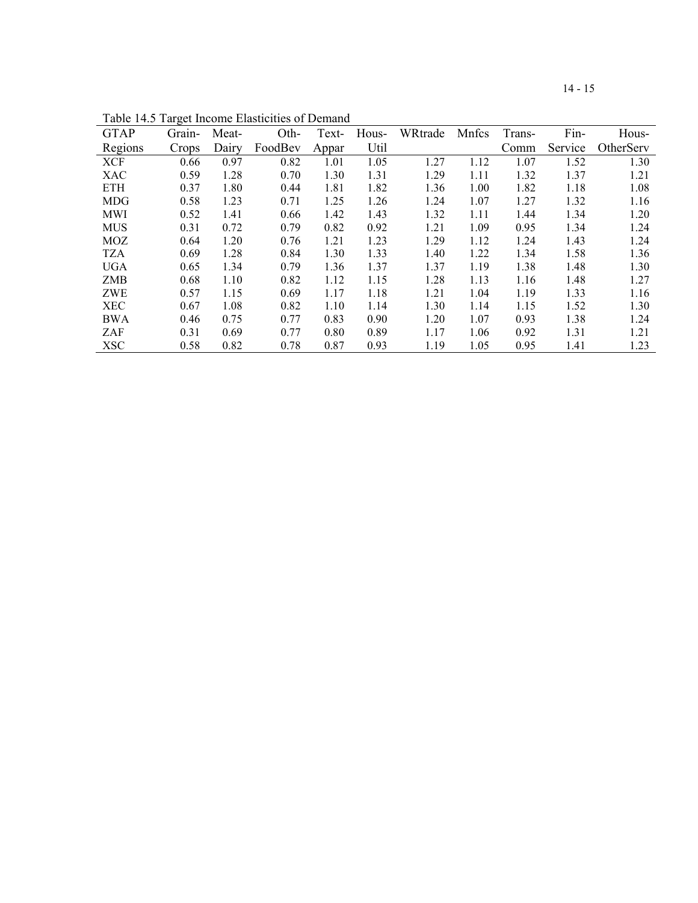Table 14.5 Target Income Elasticities of Demand

| GTAP Regions | Grain-Crops | Meat-Dairy | Oth-FoodBev | Text-Appar | Hous-Util | WRtrade | Mnfcs | Trans-Comm | Fin-Service | Hous-OtherServ |
|---|---|---|---|---|---|---|---|---|---|---|
| XCF | 0.66 | 0.97 | 0.82 | 1.01 | 1.05 | 1.27 | 1.12 | 1.07 | 1.52 | 1.30 |
| XAC | 0.59 | 1.28 | 0.70 | 1.30 | 1.31 | 1.29 | 1.11 | 1.32 | 1.37 | 1.21 |
| ETH | 0.37 | 1.80 | 0.44 | 1.81 | 1.82 | 1.36 | 1.00 | 1.82 | 1.18 | 1.08 |
| MDG | 0.58 | 1.23 | 0.71 | 1.25 | 1.26 | 1.24 | 1.07 | 1.27 | 1.32 | 1.16 |
| MWI | 0.52 | 1.41 | 0.66 | 1.42 | 1.43 | 1.32 | 1.11 | 1.44 | 1.34 | 1.20 |
| MUS | 0.31 | 0.72 | 0.79 | 0.82 | 0.92 | 1.21 | 1.09 | 0.95 | 1.34 | 1.24 |
| MOZ | 0.64 | 1.20 | 0.76 | 1.21 | 1.23 | 1.29 | 1.12 | 1.24 | 1.43 | 1.24 |
| TZA | 0.69 | 1.28 | 0.84 | 1.30 | 1.33 | 1.40 | 1.22 | 1.34 | 1.58 | 1.36 |
| UGA | 0.65 | 1.34 | 0.79 | 1.36 | 1.37 | 1.37 | 1.19 | 1.38 | 1.48 | 1.30 |
| ZMB | 0.68 | 1.10 | 0.82 | 1.12 | 1.15 | 1.28 | 1.13 | 1.16 | 1.48 | 1.27 |
| ZWE | 0.57 | 1.15 | 0.69 | 1.17 | 1.18 | 1.21 | 1.04 | 1.19 | 1.33 | 1.16 |
| XEC | 0.67 | 1.08 | 0.82 | 1.10 | 1.14 | 1.30 | 1.14 | 1.15 | 1.52 | 1.30 |
| BWA | 0.46 | 0.75 | 0.77 | 0.83 | 0.90 | 1.20 | 1.07 | 0.93 | 1.38 | 1.24 |
| ZAF | 0.31 | 0.69 | 0.77 | 0.80 | 0.89 | 1.17 | 1.06 | 0.92 | 1.31 | 1.21 |
| XSC | 0.58 | 0.82 | 0.78 | 0.87 | 0.93 | 1.19 | 1.05 | 0.95 | 1.41 | 1.23 |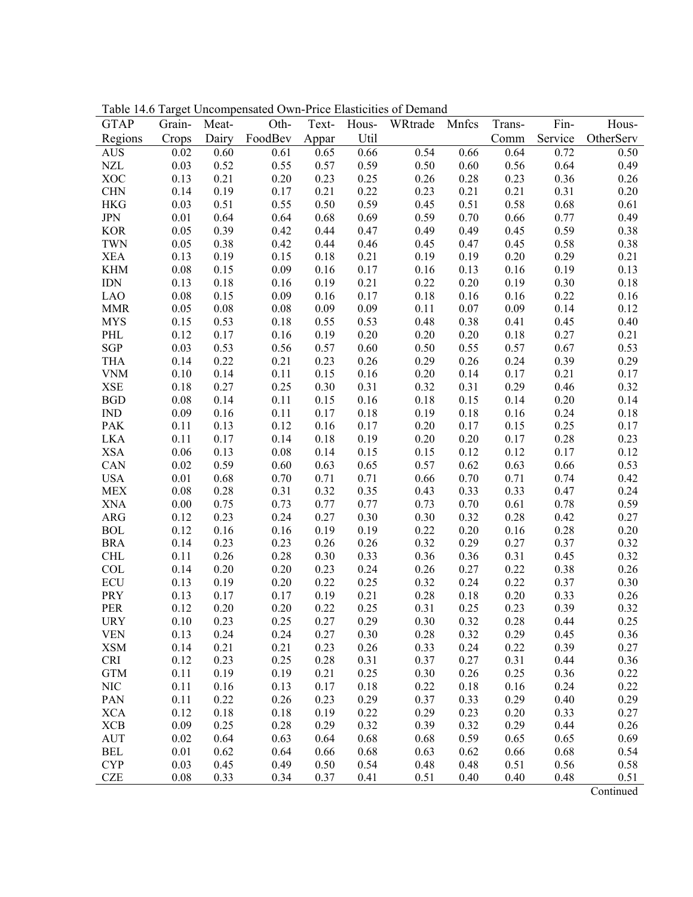Table 14.6 Target Uncompensated Own-Price Elasticities of Demand

| GTAP Regions | Grain-Crops | Meat-Dairy | Oth-FoodBev | Text-Appar | Hous-Util | WRtrade | Mnfcs | Trans-Comm | Fin-Service | Hous-OtherServ |
|---|---|---|---|---|---|---|---|---|---|---|
| AUS | 0.02 | 0.60 | 0.61 | 0.65 | 0.66 | 0.54 | 0.66 | 0.64 | 0.72 | 0.50 |
| NZL | 0.03 | 0.52 | 0.55 | 0.57 | 0.59 | 0.50 | 0.60 | 0.56 | 0.64 | 0.49 |
| XOC | 0.13 | 0.21 | 0.20 | 0.23 | 0.25 | 0.26 | 0.28 | 0.23 | 0.36 | 0.26 |
| CHN | 0.14 | 0.19 | 0.17 | 0.21 | 0.22 | 0.23 | 0.21 | 0.21 | 0.31 | 0.20 |
| HKG | 0.03 | 0.51 | 0.55 | 0.50 | 0.59 | 0.45 | 0.51 | 0.58 | 0.68 | 0.61 |
| JPN | 0.01 | 0.64 | 0.64 | 0.68 | 0.69 | 0.59 | 0.70 | 0.66 | 0.77 | 0.49 |
| KOR | 0.05 | 0.39 | 0.42 | 0.44 | 0.47 | 0.49 | 0.49 | 0.45 | 0.59 | 0.38 |
| TWN | 0.05 | 0.38 | 0.42 | 0.44 | 0.46 | 0.45 | 0.47 | 0.45 | 0.58 | 0.38 |
| XEA | 0.13 | 0.19 | 0.15 | 0.18 | 0.21 | 0.19 | 0.19 | 0.20 | 0.29 | 0.21 |
| KHM | 0.08 | 0.15 | 0.09 | 0.16 | 0.17 | 0.16 | 0.13 | 0.16 | 0.19 | 0.13 |
| IDN | 0.13 | 0.18 | 0.16 | 0.19 | 0.21 | 0.22 | 0.20 | 0.19 | 0.30 | 0.18 |
| LAO | 0.08 | 0.15 | 0.09 | 0.16 | 0.17 | 0.18 | 0.16 | 0.16 | 0.22 | 0.16 |
| MMR | 0.05 | 0.08 | 0.08 | 0.09 | 0.09 | 0.11 | 0.07 | 0.09 | 0.14 | 0.12 |
| MYS | 0.15 | 0.53 | 0.18 | 0.55 | 0.53 | 0.48 | 0.38 | 0.41 | 0.45 | 0.40 |
| PHL | 0.12 | 0.17 | 0.16 | 0.19 | 0.20 | 0.20 | 0.20 | 0.18 | 0.27 | 0.21 |
| SGP | 0.03 | 0.53 | 0.56 | 0.57 | 0.60 | 0.50 | 0.55 | 0.57 | 0.67 | 0.53 |
| THA | 0.14 | 0.22 | 0.21 | 0.23 | 0.26 | 0.29 | 0.26 | 0.24 | 0.39 | 0.29 |
| VNM | 0.10 | 0.14 | 0.11 | 0.15 | 0.16 | 0.20 | 0.14 | 0.17 | 0.21 | 0.17 |
| XSE | 0.18 | 0.27 | 0.25 | 0.30 | 0.31 | 0.32 | 0.31 | 0.29 | 0.46 | 0.32 |
| BGD | 0.08 | 0.14 | 0.11 | 0.15 | 0.16 | 0.18 | 0.15 | 0.14 | 0.20 | 0.14 |
| IND | 0.09 | 0.16 | 0.11 | 0.17 | 0.18 | 0.19 | 0.18 | 0.16 | 0.24 | 0.18 |
| PAK | 0.11 | 0.13 | 0.12 | 0.16 | 0.17 | 0.20 | 0.17 | 0.15 | 0.25 | 0.17 |
| LKA | 0.11 | 0.17 | 0.14 | 0.18 | 0.19 | 0.20 | 0.20 | 0.17 | 0.28 | 0.23 |
| XSA | 0.06 | 0.13 | 0.08 | 0.14 | 0.15 | 0.15 | 0.12 | 0.12 | 0.17 | 0.12 |
| CAN | 0.02 | 0.59 | 0.60 | 0.63 | 0.65 | 0.57 | 0.62 | 0.63 | 0.66 | 0.53 |
| USA | 0.01 | 0.68 | 0.70 | 0.71 | 0.71 | 0.66 | 0.70 | 0.71 | 0.74 | 0.42 |
| MEX | 0.08 | 0.28 | 0.31 | 0.32 | 0.35 | 0.43 | 0.33 | 0.33 | 0.47 | 0.24 |
| XNA | 0.00 | 0.75 | 0.73 | 0.77 | 0.77 | 0.73 | 0.70 | 0.61 | 0.78 | 0.59 |
| ARG | 0.12 | 0.23 | 0.24 | 0.27 | 0.30 | 0.30 | 0.32 | 0.28 | 0.42 | 0.27 |
| BOL | 0.12 | 0.16 | 0.16 | 0.19 | 0.19 | 0.22 | 0.20 | 0.16 | 0.28 | 0.20 |
| BRA | 0.14 | 0.23 | 0.23 | 0.26 | 0.26 | 0.32 | 0.29 | 0.27 | 0.37 | 0.32 |
| CHL | 0.11 | 0.26 | 0.28 | 0.30 | 0.33 | 0.36 | 0.36 | 0.31 | 0.45 | 0.32 |
| COL | 0.14 | 0.20 | 0.20 | 0.23 | 0.24 | 0.26 | 0.27 | 0.22 | 0.38 | 0.26 |
| ECU | 0.13 | 0.19 | 0.20 | 0.22 | 0.25 | 0.32 | 0.24 | 0.22 | 0.37 | 0.30 |
| PRY | 0.13 | 0.17 | 0.17 | 0.19 | 0.21 | 0.28 | 0.18 | 0.20 | 0.33 | 0.26 |
| PER | 0.12 | 0.20 | 0.20 | 0.22 | 0.25 | 0.31 | 0.25 | 0.23 | 0.39 | 0.32 |
| URY | 0.10 | 0.23 | 0.25 | 0.27 | 0.29 | 0.30 | 0.32 | 0.28 | 0.44 | 0.25 |
| VEN | 0.13 | 0.24 | 0.24 | 0.27 | 0.30 | 0.28 | 0.32 | 0.29 | 0.45 | 0.36 |
| XSM | 0.14 | 0.21 | 0.21 | 0.23 | 0.26 | 0.33 | 0.24 | 0.22 | 0.39 | 0.27 |
| CRI | 0.12 | 0.23 | 0.25 | 0.28 | 0.31 | 0.37 | 0.27 | 0.31 | 0.44 | 0.36 |
| GTM | 0.11 | 0.19 | 0.19 | 0.21 | 0.25 | 0.30 | 0.26 | 0.25 | 0.36 | 0.22 |
| NIC | 0.11 | 0.16 | 0.13 | 0.17 | 0.18 | 0.22 | 0.18 | 0.16 | 0.24 | 0.22 |
| PAN | 0.11 | 0.22 | 0.26 | 0.23 | 0.29 | 0.37 | 0.33 | 0.29 | 0.40 | 0.29 |
| XCA | 0.12 | 0.18 | 0.18 | 0.19 | 0.22 | 0.29 | 0.23 | 0.20 | 0.33 | 0.27 |
| XCB | 0.09 | 0.25 | 0.28 | 0.29 | 0.32 | 0.39 | 0.32 | 0.29 | 0.44 | 0.26 |
| AUT | 0.02 | 0.64 | 0.63 | 0.64 | 0.68 | 0.68 | 0.59 | 0.65 | 0.65 | 0.69 |
| BEL | 0.01 | 0.62 | 0.64 | 0.66 | 0.68 | 0.63 | 0.62 | 0.66 | 0.68 | 0.54 |
| CYP | 0.03 | 0.45 | 0.49 | 0.50 | 0.54 | 0.48 | 0.48 | 0.51 | 0.56 | 0.58 |
| CZE | 0.08 | 0.33 | 0.34 | 0.37 | 0.41 | 0.51 | 0.40 | 0.40 | 0.48 | 0.51 |

Continued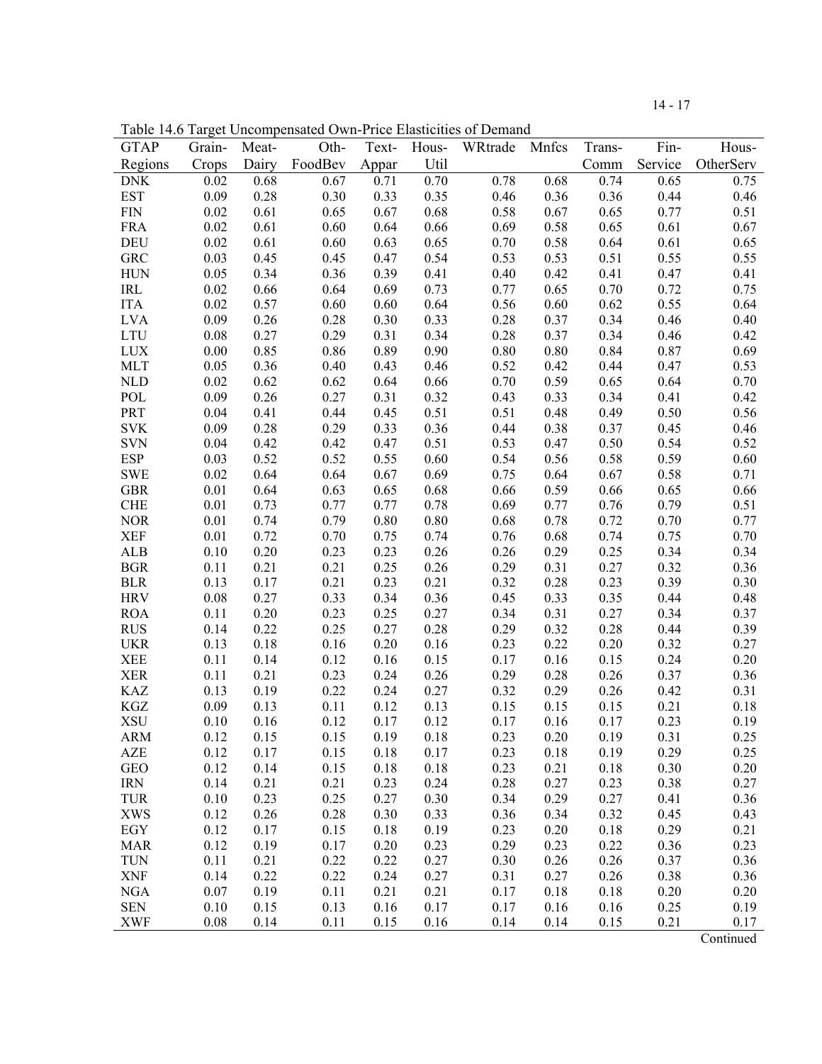Table 14.6 Target Uncompensated Own-Price Elasticities of Demand

| GTAP Regions | Grain-Crops | Meat-Dairy | Oth-FoodBev | Text-Appar | Hous-Util | WRtrade | Mnfcs | Trans-Comm | Fin-Service | Hous-OtherServ |
|---|---|---|---|---|---|---|---|---|---|---|
| DNK | 0.02 | 0.68 | 0.67 | 0.71 | 0.70 | 0.78 | 0.68 | 0.74 | 0.65 | 0.75 |
| EST | 0.09 | 0.28 | 0.30 | 0.33 | 0.35 | 0.46 | 0.36 | 0.36 | 0.44 | 0.46 |
| FIN | 0.02 | 0.61 | 0.65 | 0.67 | 0.68 | 0.58 | 0.67 | 0.65 | 0.77 | 0.51 |
| FRA | 0.02 | 0.61 | 0.60 | 0.64 | 0.66 | 0.69 | 0.58 | 0.65 | 0.61 | 0.67 |
| DEU | 0.02 | 0.61 | 0.60 | 0.63 | 0.65 | 0.70 | 0.58 | 0.64 | 0.61 | 0.65 |
| GRC | 0.03 | 0.45 | 0.45 | 0.47 | 0.54 | 0.53 | 0.53 | 0.51 | 0.55 | 0.55 |
| HUN | 0.05 | 0.34 | 0.36 | 0.39 | 0.41 | 0.40 | 0.42 | 0.41 | 0.47 | 0.41 |
| IRL | 0.02 | 0.66 | 0.64 | 0.69 | 0.73 | 0.77 | 0.65 | 0.70 | 0.72 | 0.75 |
| ITA | 0.02 | 0.57 | 0.60 | 0.60 | 0.64 | 0.56 | 0.60 | 0.62 | 0.55 | 0.64 |
| LVA | 0.09 | 0.26 | 0.28 | 0.30 | 0.33 | 0.28 | 0.37 | 0.34 | 0.46 | 0.40 |
| LTU | 0.08 | 0.27 | 0.29 | 0.31 | 0.34 | 0.28 | 0.37 | 0.34 | 0.46 | 0.42 |
| LUX | 0.00 | 0.85 | 0.86 | 0.89 | 0.90 | 0.80 | 0.80 | 0.84 | 0.87 | 0.69 |
| MLT | 0.05 | 0.36 | 0.40 | 0.43 | 0.46 | 0.52 | 0.42 | 0.44 | 0.47 | 0.53 |
| NLD | 0.02 | 0.62 | 0.62 | 0.64 | 0.66 | 0.70 | 0.59 | 0.65 | 0.64 | 0.70 |
| POL | 0.09 | 0.26 | 0.27 | 0.31 | 0.32 | 0.43 | 0.33 | 0.34 | 0.41 | 0.42 |
| PRT | 0.04 | 0.41 | 0.44 | 0.45 | 0.51 | 0.51 | 0.48 | 0.49 | 0.50 | 0.56 |
| SVK | 0.09 | 0.28 | 0.29 | 0.33 | 0.36 | 0.44 | 0.38 | 0.37 | 0.45 | 0.46 |
| SVN | 0.04 | 0.42 | 0.42 | 0.47 | 0.51 | 0.53 | 0.47 | 0.50 | 0.54 | 0.52 |
| ESP | 0.03 | 0.52 | 0.52 | 0.55 | 0.60 | 0.54 | 0.56 | 0.58 | 0.59 | 0.60 |
| SWE | 0.02 | 0.64 | 0.64 | 0.67 | 0.69 | 0.75 | 0.64 | 0.67 | 0.58 | 0.71 |
| GBR | 0.01 | 0.64 | 0.63 | 0.65 | 0.68 | 0.66 | 0.59 | 0.66 | 0.65 | 0.66 |
| CHE | 0.01 | 0.73 | 0.77 | 0.77 | 0.78 | 0.69 | 0.77 | 0.76 | 0.79 | 0.51 |
| NOR | 0.01 | 0.74 | 0.79 | 0.80 | 0.80 | 0.68 | 0.78 | 0.72 | 0.70 | 0.77 |
| XEF | 0.01 | 0.72 | 0.70 | 0.75 | 0.74 | 0.76 | 0.68 | 0.74 | 0.75 | 0.70 |
| ALB | 0.10 | 0.20 | 0.23 | 0.23 | 0.26 | 0.26 | 0.29 | 0.25 | 0.34 | 0.34 |
| BGR | 0.11 | 0.21 | 0.21 | 0.25 | 0.26 | 0.29 | 0.31 | 0.27 | 0.32 | 0.36 |
| BLR | 0.13 | 0.17 | 0.21 | 0.23 | 0.21 | 0.32 | 0.28 | 0.23 | 0.39 | 0.30 |
| HRV | 0.08 | 0.27 | 0.33 | 0.34 | 0.36 | 0.45 | 0.33 | 0.35 | 0.44 | 0.48 |
| ROA | 0.11 | 0.20 | 0.23 | 0.25 | 0.27 | 0.34 | 0.31 | 0.27 | 0.34 | 0.37 |
| RUS | 0.14 | 0.22 | 0.25 | 0.27 | 0.28 | 0.29 | 0.32 | 0.28 | 0.44 | 0.39 |
| UKR | 0.13 | 0.18 | 0.16 | 0.20 | 0.16 | 0.23 | 0.22 | 0.20 | 0.32 | 0.27 |
| XEE | 0.11 | 0.14 | 0.12 | 0.16 | 0.15 | 0.17 | 0.16 | 0.15 | 0.24 | 0.20 |
| XER | 0.11 | 0.21 | 0.23 | 0.24 | 0.26 | 0.29 | 0.28 | 0.26 | 0.37 | 0.36 |
| KAZ | 0.13 | 0.19 | 0.22 | 0.24 | 0.27 | 0.32 | 0.29 | 0.26 | 0.42 | 0.31 |
| KGZ | 0.09 | 0.13 | 0.11 | 0.12 | 0.13 | 0.15 | 0.15 | 0.15 | 0.21 | 0.18 |
| XSU | 0.10 | 0.16 | 0.12 | 0.17 | 0.12 | 0.17 | 0.16 | 0.17 | 0.23 | 0.19 |
| ARM | 0.12 | 0.15 | 0.15 | 0.19 | 0.18 | 0.23 | 0.20 | 0.19 | 0.31 | 0.25 |
| AZE | 0.12 | 0.17 | 0.15 | 0.18 | 0.17 | 0.23 | 0.18 | 0.19 | 0.29 | 0.25 |
| GEO | 0.12 | 0.14 | 0.15 | 0.18 | 0.18 | 0.23 | 0.21 | 0.18 | 0.30 | 0.20 |
| IRN | 0.14 | 0.21 | 0.21 | 0.23 | 0.24 | 0.28 | 0.27 | 0.23 | 0.38 | 0.27 |
| TUR | 0.10 | 0.23 | 0.25 | 0.27 | 0.30 | 0.34 | 0.29 | 0.27 | 0.41 | 0.36 |
| XWS | 0.12 | 0.26 | 0.28 | 0.30 | 0.33 | 0.36 | 0.34 | 0.32 | 0.45 | 0.43 |
| EGY | 0.12 | 0.17 | 0.15 | 0.18 | 0.19 | 0.23 | 0.20 | 0.18 | 0.29 | 0.21 |
| MAR | 0.12 | 0.19 | 0.17 | 0.20 | 0.23 | 0.29 | 0.23 | 0.22 | 0.36 | 0.23 |
| TUN | 0.11 | 0.21 | 0.22 | 0.22 | 0.27 | 0.30 | 0.26 | 0.26 | 0.37 | 0.36 |
| XNF | 0.14 | 0.22 | 0.22 | 0.24 | 0.27 | 0.31 | 0.27 | 0.26 | 0.38 | 0.36 |
| NGA | 0.07 | 0.19 | 0.11 | 0.21 | 0.21 | 0.17 | 0.18 | 0.18 | 0.20 | 0.20 |
| SEN | 0.10 | 0.15 | 0.13 | 0.16 | 0.17 | 0.17 | 0.16 | 0.16 | 0.25 | 0.19 |
| XWF | 0.08 | 0.14 | 0.11 | 0.15 | 0.16 | 0.14 | 0.14 | 0.15 | 0.21 | 0.17 |

Continued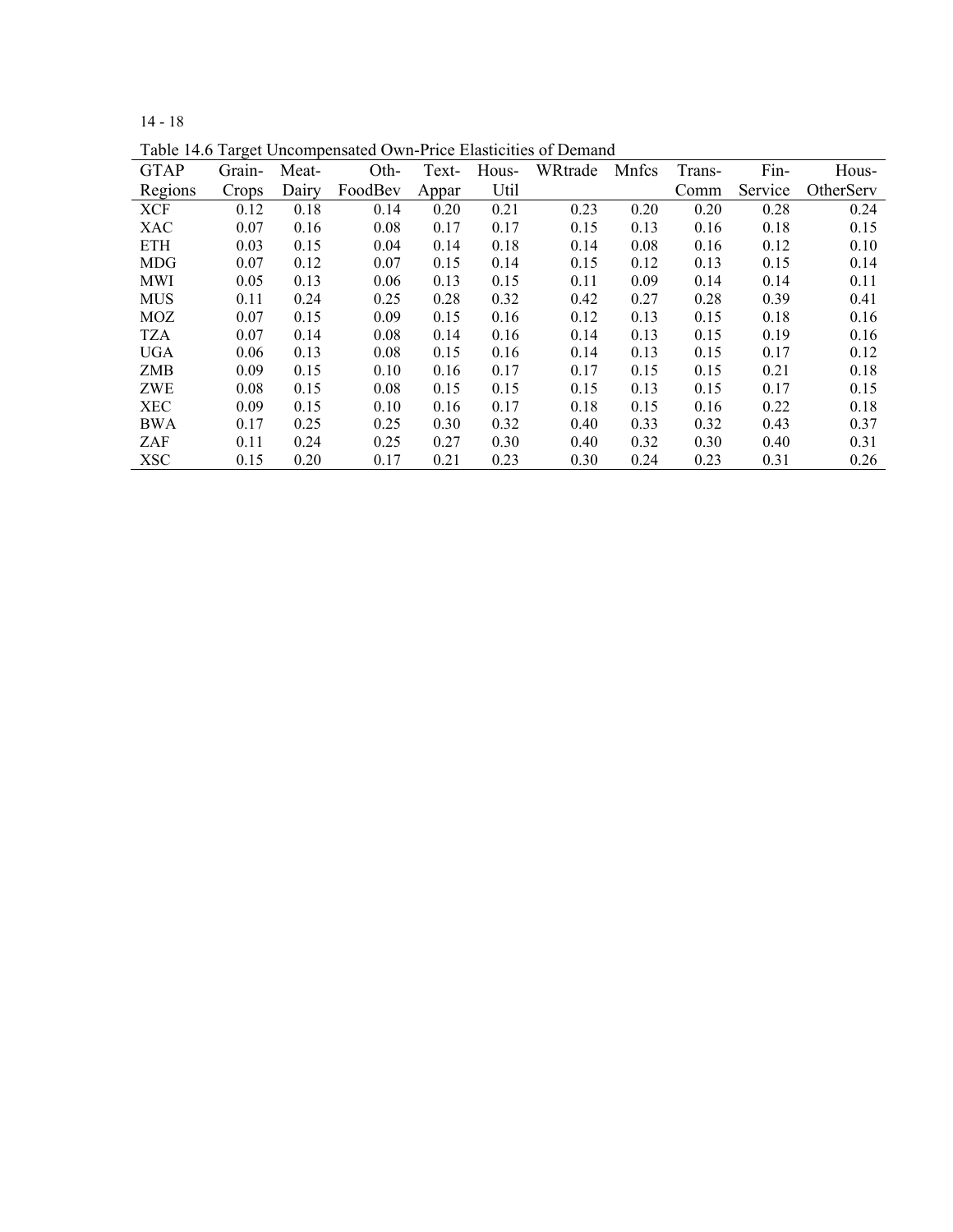Table 14.6 Target Uncompensated Own-Price Elasticities of Demand

| GTAP Regions | Grain-Crops | Meat-Dairy | Oth-FoodBev | Text-Appar | Hous-Util | WRtrade | Mnfcs | Trans-Comm | Fin-Service | Hous-OtherServ |
|---|---|---|---|---|---|---|---|---|---|---|
| XCF | 0.12 | 0.18 | 0.14 | 0.20 | 0.21 | 0.23 | 0.20 | 0.20 | 0.28 | 0.24 |
| XAC | 0.07 | 0.16 | 0.08 | 0.17 | 0.17 | 0.15 | 0.13 | 0.16 | 0.18 | 0.15 |
| ETH | 0.03 | 0.15 | 0.04 | 0.14 | 0.18 | 0.14 | 0.08 | 0.16 | 0.12 | 0.10 |
| MDG | 0.07 | 0.12 | 0.07 | 0.15 | 0.14 | 0.15 | 0.12 | 0.13 | 0.15 | 0.14 |
| MWI | 0.05 | 0.13 | 0.06 | 0.13 | 0.15 | 0.11 | 0.09 | 0.14 | 0.14 | 0.11 |
| MUS | 0.11 | 0.24 | 0.25 | 0.28 | 0.32 | 0.42 | 0.27 | 0.28 | 0.39 | 0.41 |
| MOZ | 0.07 | 0.15 | 0.09 | 0.15 | 0.16 | 0.12 | 0.13 | 0.15 | 0.18 | 0.16 |
| TZA | 0.07 | 0.14 | 0.08 | 0.14 | 0.16 | 0.14 | 0.13 | 0.15 | 0.19 | 0.16 |
| UGA | 0.06 | 0.13 | 0.08 | 0.15 | 0.16 | 0.14 | 0.13 | 0.15 | 0.17 | 0.12 |
| ZMB | 0.09 | 0.15 | 0.10 | 0.16 | 0.17 | 0.17 | 0.15 | 0.15 | 0.21 | 0.18 |
| ZWE | 0.08 | 0.15 | 0.08 | 0.15 | 0.15 | 0.15 | 0.13 | 0.15 | 0.17 | 0.15 |
| XEC | 0.09 | 0.15 | 0.10 | 0.16 | 0.17 | 0.18 | 0.15 | 0.16 | 0.22 | 0.18 |
| BWA | 0.17 | 0.25 | 0.25 | 0.30 | 0.32 | 0.40 | 0.33 | 0.32 | 0.43 | 0.37 |
| ZAF | 0.11 | 0.24 | 0.25 | 0.27 | 0.30 | 0.40 | 0.32 | 0.30 | 0.40 | 0.31 |
| XSC | 0.15 | 0.20 | 0.17 | 0.21 | 0.23 | 0.30 | 0.24 | 0.23 | 0.31 | 0.26 |